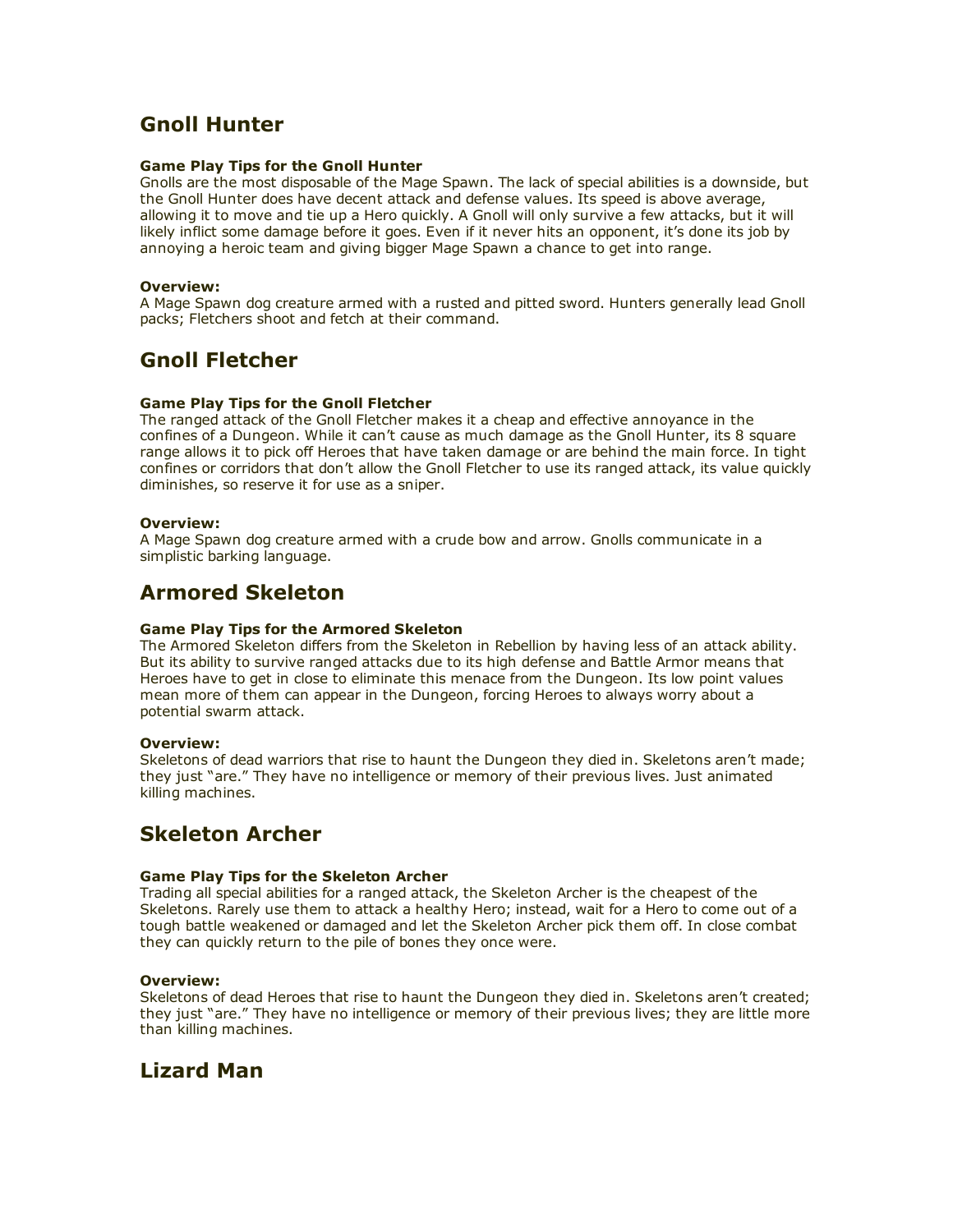## Gnoll Hunter

#### Game Play Tips for the Gnoll Hunter

Gnolls are the most disposable of the Mage Spawn. The lack of special abilities is a downside, but the Gnoll Hunter does have decent attack and defense values. Its speed is above average, allowing it to move and tie up a Hero quickly. A Gnoll will only survive a few attacks, but it will likely inflict some damage before it goes. Even if it never hits an opponent, it's done its job by annoying a heroic team and giving bigger Mage Spawn a chance to get into range.

#### Overview:

A Mage Spawn dog creature armed with a rusted and pitted sword. Hunters generally lead Gnoll packs; Fletchers shoot and fetch at their command.

## Gnoll Fletcher

#### Game Play Tips for the Gnoll Fletcher

The ranged attack of the Gnoll Fletcher makes it a cheap and effective annoyance in the confines of a Dungeon. While it can't cause as much damage as the Gnoll Hunter, its 8 square range allows it to pick off Heroes that have taken damage or are behind the main force. In tight confines or corridors that don't allow the Gnoll Fletcher to use its ranged attack, its value quickly diminishes, so reserve it for use as a sniper.

#### Overview:

A Mage Spawn dog creature armed with a crude bow and arrow. Gnolls communicate in a simplistic barking language.

## Armored Skeleton

#### Game Play Tips for the Armored Skeleton

The Armored Skeleton differs from the Skeleton in Rebellion by having less of an attack ability. But its ability to survive ranged attacks due to its high defense and Battle Armor means that Heroes have to get in close to eliminate this menace from the Dungeon. Its low point values mean more of them can appear in the Dungeon, forcing Heroes to always worry about a potential swarm attack.

#### Overview:

Skeletons of dead warriors that rise to haunt the Dungeon they died in. Skeletons aren't made; they just "are." They have no intelligence or memory of their previous lives. Just animated killing machines.

## Skeleton Archer

#### Game Play Tips for the Skeleton Archer

Trading all special abilities for a ranged attack, the Skeleton Archer is the cheapest of the Skeletons. Rarely use them to attack a healthy Hero; instead, wait for a Hero to come out of a tough battle weakened or damaged and let the Skeleton Archer pick them off. In close combat they can quickly return to the pile of bones they once were.

#### Overview:

Skeletons of dead Heroes that rise to haunt the Dungeon they died in. Skeletons aren't created; they just "are." They have no intelligence or memory of their previous lives; they are little more than killing machines.

## Lizard Man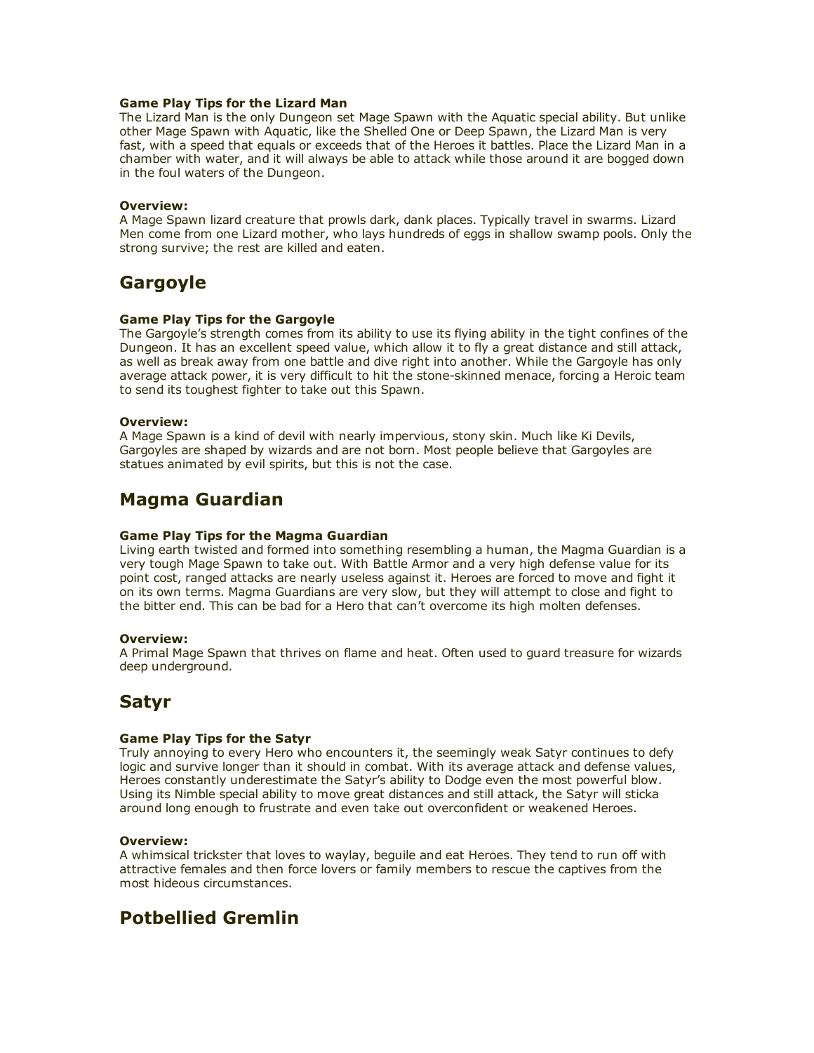**Game Play Tips for the Lizard Man**
The Lizard Man is the only Dungeon set Mage Spawn with the Aquatic special ability. But unlike other Mage Spawn with Aquatic, like the Shelled One or Deep Spawn, the Lizard Man is very fast, with a speed that equals or exceeds that of the Heroes it battles. Place the Lizard Man in a chamber with water, and it will always be able to attack while those around it are bogged down in the foul waters of the Dungeon.

**Overview:**
A Mage Spawn lizard creature that prowls dark, dank places. Typically travel in swarms. Lizard Men come from one Lizard mother, who lays hundreds of eggs in shallow swamp pools. Only the strong survive; the rest are killed and eaten.

## Gargoyle

**Game Play Tips for the Gargoyle**
The Gargoyle's strength comes from its ability to use its flying ability in the tight confines of the Dungeon. It has an excellent speed value, which allow it to fly a great distance and still attack, as well as break away from one battle and dive right into another. While the Gargoyle has only average attack power, it is very difficult to hit the stone-skinned menace, forcing a Heroic team to send its toughest fighter to take out this Spawn.

**Overview:**
A Mage Spawn is a kind of devil with nearly impervious, stony skin. Much like Ki Devils, Gargoyles are shaped by wizards and are not born. Most people believe that Gargoyles are statues animated by evil spirits, but this is not the case.

## Magma Guardian

**Game Play Tips for the Magma Guardian**
Living earth twisted and formed into something resembling a human, the Magma Guardian is a very tough Mage Spawn to take out. With Battle Armor and a very high defense value for its point cost, ranged attacks are nearly useless against it. Heroes are forced to move and fight it on its own terms. Magma Guardians are very slow, but they will attempt to close and fight to the bitter end. This can be bad for a Hero that can't overcome its high molten defenses.

**Overview:**
A Primal Mage Spawn that thrives on flame and heat. Often used to guard treasure for wizards deep underground.

## Satyr

**Game Play Tips for the Satyr**
Truly annoying to every Hero who encounters it, the seemingly weak Satyr continues to defy logic and survive longer than it should in combat. With its average attack and defense values, Heroes constantly underestimate the Satyr's ability to Dodge even the most powerful blow. Using its Nimble special ability to move great distances and still attack, the Satyr will sticka around long enough to frustrate and even take out overconfident or weakened Heroes.

**Overview:**
A whimsical trickster that loves to waylay, beguile and eat Heroes. They tend to run off with attractive females and then force lovers or family members to rescue the captives from the most hideous circumstances.

## Potbellied Gremlin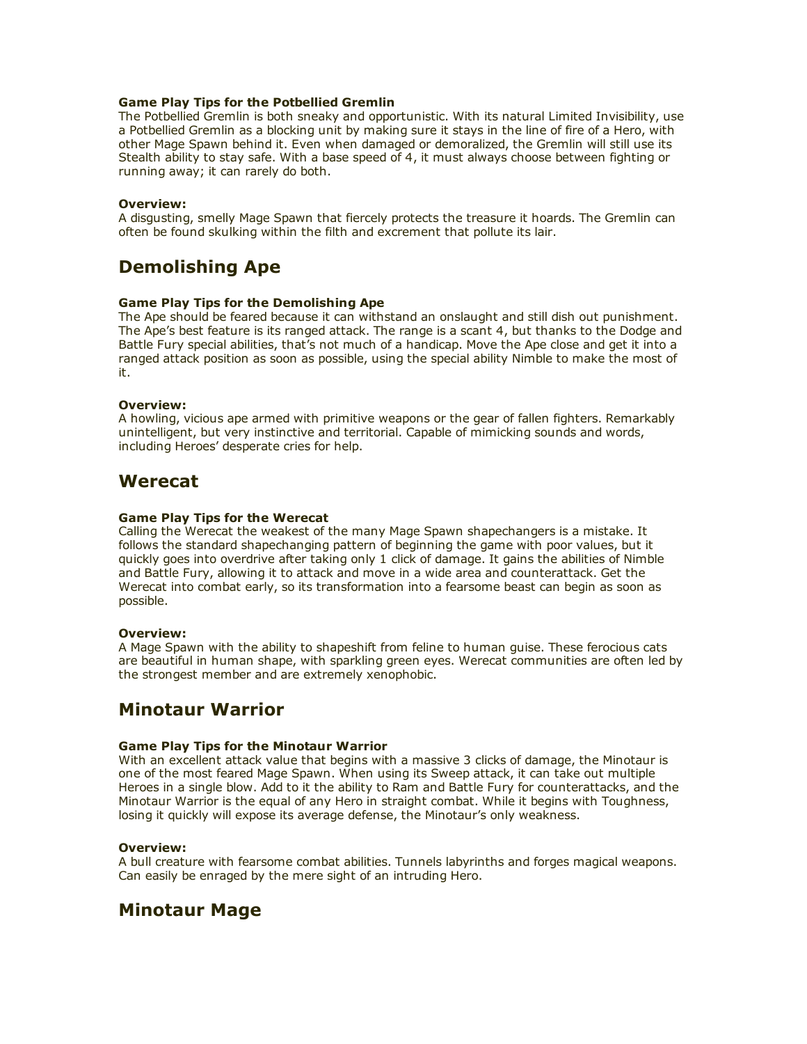#### Game Play Tips for the Potbellied Gremlin

The Potbellied Gremlin is both sneaky and opportunistic. With its natural Limited Invisibility, use a Potbellied Gremlin as a blocking unit by making sure it stays in the line of fire of a Hero, with other Mage Spawn behind it. Even when damaged or demoralized, the Gremlin will still use its Stealth ability to stay safe. With a base speed of 4, it must always choose between fighting or running away; it can rarely do both.

#### Overview:

A disgusting, smelly Mage Spawn that fiercely protects the treasure it hoards. The Gremlin can often be found skulking within the filth and excrement that pollute its lair.

## Demolishing Ape

#### Game Play Tips for the Demolishing Ape

The Ape should be feared because it can withstand an onslaught and still dish out punishment. The Ape's best feature is its ranged attack. The range is a scant 4, but thanks to the Dodge and Battle Fury special abilities, that's not much of a handicap. Move the Ape close and get it into a ranged attack position as soon as possible, using the special ability Nimble to make the most of it.

#### Overview:

A howling, vicious ape armed with primitive weapons or the gear of fallen fighters. Remarkably unintelligent, but very instinctive and territorial. Capable of mimicking sounds and words, including Heroes' desperate cries for help.

## Werecat

#### Game Play Tips for the Werecat

Calling the Werecat the weakest of the many Mage Spawn shapechangers is a mistake. It follows the standard shapechanging pattern of beginning the game with poor values, but it quickly goes into overdrive after taking only 1 click of damage. It gains the abilities of Nimble and Battle Fury, allowing it to attack and move in a wide area and counterattack. Get the Werecat into combat early, so its transformation into a fearsome beast can begin as soon as possible.

#### Overview:

A Mage Spawn with the ability to shapeshift from feline to human guise. These ferocious cats are beautiful in human shape, with sparkling green eyes. Werecat communities are often led by the strongest member and are extremely xenophobic.

## Minotaur Warrior

#### Game Play Tips for the Minotaur Warrior

With an excellent attack value that begins with a massive 3 clicks of damage, the Minotaur is one of the most feared Mage Spawn. When using its Sweep attack, it can take out multiple Heroes in a single blow. Add to it the ability to Ram and Battle Fury for counterattacks, and the Minotaur Warrior is the equal of any Hero in straight combat. While it begins with Toughness, losing it quickly will expose its average defense, the Minotaur's only weakness.

#### Overview:

A bull creature with fearsome combat abilities. Tunnels labyrinths and forges magical weapons. Can easily be enraged by the mere sight of an intruding Hero.

## Minotaur Mage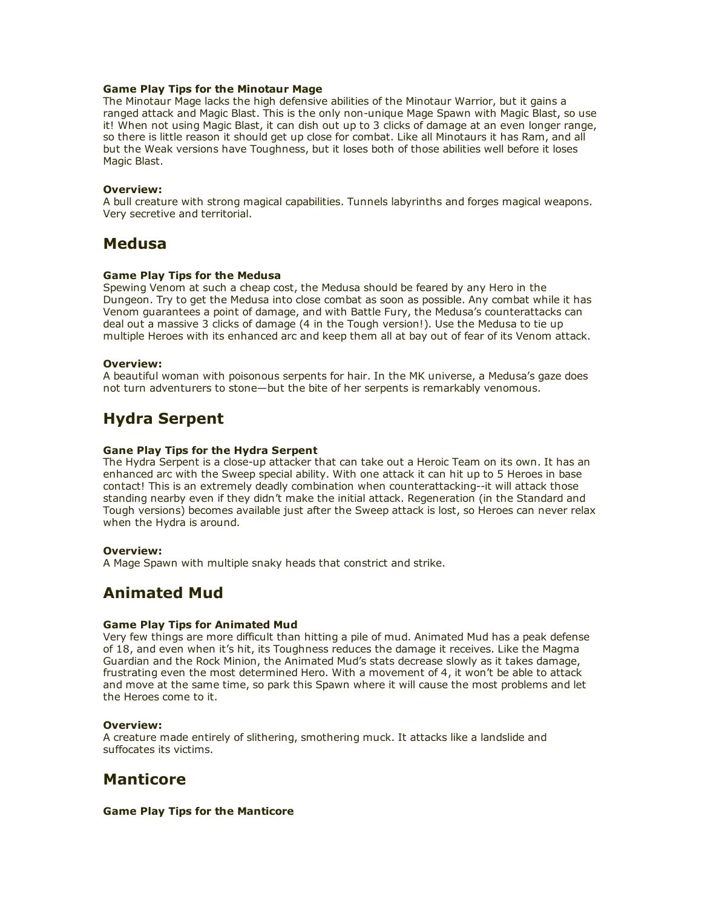#### Game Play Tips for the Minotaur Mage

The Minotaur Mage lacks the high defensive abilities of the Minotaur Warrior, but it gains a ranged attack and Magic Blast. This is the only non-unique Mage Spawn with Magic Blast, so use it! When not using Magic Blast, it can dish out up to 3 clicks of damage at an even longer range, so there is little reason it should get up close for combat. Like all Minotaurs it has Ram, and all but the Weak versions have Toughness, but it loses both of those abilities well before it loses Magic Blast.

#### Overview:

A bull creature with strong magical capabilities. Tunnels labyrinths and forges magical weapons. Very secretive and territorial.

## Medusa

#### Game Play Tips for the Medusa

Spewing Venom at such a cheap cost, the Medusa should be feared by any Hero in the Dungeon. Try to get the Medusa into close combat as soon as possible. Any combat while it has Venom guarantees a point of damage, and with Battle Fury, the Medusa's counterattacks can deal out a massive 3 clicks of damage (4 in the Tough version!). Use the Medusa to tie up multiple Heroes with its enhanced arc and keep them all at bay out of fear of its Venom attack.

#### Overview:

A beautiful woman with poisonous serpents for hair. In the MK universe, a Medusa's gaze does not turn adventurers to stone—but the bite of her serpents is remarkably venomous.

## Hydra Serpent

#### Gane Play Tips for the Hydra Serpent

The Hydra Serpent is a close-up attacker that can take out a Heroic Team on its own. It has an enhanced arc with the Sweep special ability. With one attack it can hit up to 5 Heroes in base contact! This is an extremely deadly combination when counterattacking--it will attack those standing nearby even if they didn't make the initial attack. Regeneration (in the Standard and Tough versions) becomes available just after the Sweep attack is lost, so Heroes can never relax when the Hydra is around.

#### Overview:

A Mage Spawn with multiple snaky heads that constrict and strike.

## Animated Mud

#### Game Play Tips for Animated Mud

Very few things are more difficult than hitting a pile of mud. Animated Mud has a peak defense of 18, and even when it's hit, its Toughness reduces the damage it receives. Like the Magma Guardian and the Rock Minion, the Animated Mud's stats decrease slowly as it takes damage, frustrating even the most determined Hero. With a movement of 4, it won't be able to attack and move at the same time, so park this Spawn where it will cause the most problems and let the Heroes come to it.

#### Overview:

A creature made entirely of slithering, smothering muck. It attacks like a landslide and suffocates its victims.

## Manticore

#### Game Play Tips for the Manticore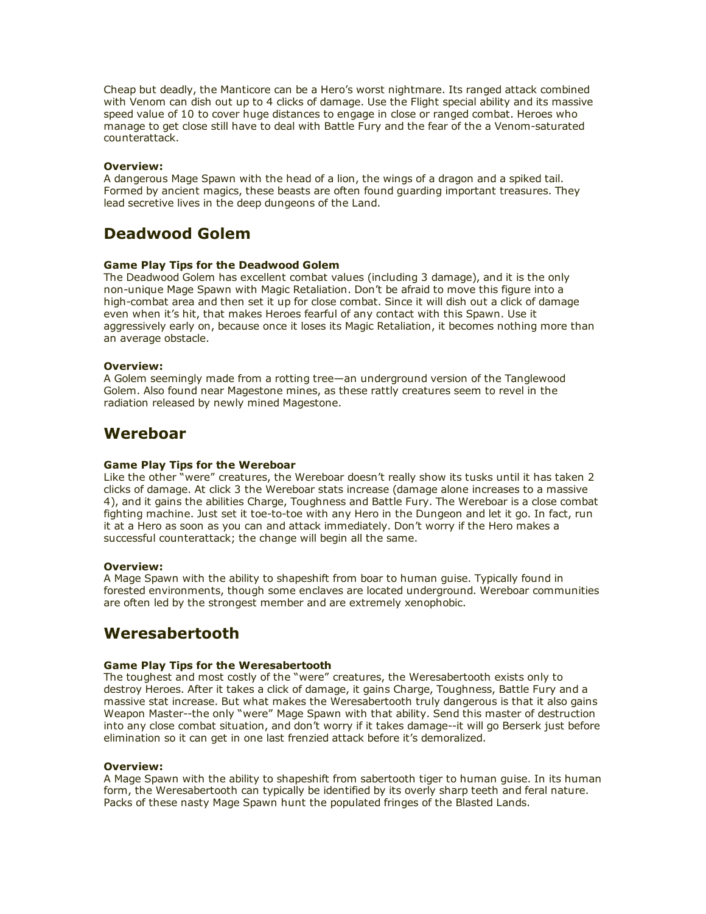Cheap but deadly, the Manticore can be a Hero's worst nightmare. Its ranged attack combined with Venom can dish out up to 4 clicks of damage. Use the Flight special ability and its massive speed value of 10 to cover huge distances to engage in close or ranged combat. Heroes who manage to get close still have to deal with Battle Fury and the fear of the a Venom-saturated counterattack.

**Overview:**
A dangerous Mage Spawn with the head of a lion, the wings of a dragon and a spiked tail. Formed by ancient magics, these beasts are often found guarding important treasures. They lead secretive lives in the deep dungeons of the Land.

## Deadwood Golem

**Game Play Tips for the Deadwood Golem**
The Deadwood Golem has excellent combat values (including 3 damage), and it is the only non-unique Mage Spawn with Magic Retaliation. Don't be afraid to move this figure into a high-combat area and then set it up for close combat. Since it will dish out a click of damage even when it's hit, that makes Heroes fearful of any contact with this Spawn. Use it aggressively early on, because once it loses its Magic Retaliation, it becomes nothing more than an average obstacle.

**Overview:**
A Golem seemingly made from a rotting tree—an underground version of the Tanglewood Golem. Also found near Magestone mines, as these rattly creatures seem to revel in the radiation released by newly mined Magestone.

## Wereboar

**Game Play Tips for the Wereboar**
Like the other "were" creatures, the Wereboar doesn't really show its tusks until it has taken 2 clicks of damage. At click 3 the Wereboar stats increase (damage alone increases to a massive 4), and it gains the abilities Charge, Toughness and Battle Fury. The Wereboar is a close combat fighting machine. Just set it toe-to-toe with any Hero in the Dungeon and let it go. In fact, run it at a Hero as soon as you can and attack immediately. Don't worry if the Hero makes a successful counterattack; the change will begin all the same.

**Overview:**
A Mage Spawn with the ability to shapeshift from boar to human guise. Typically found in forested environments, though some enclaves are located underground. Wereboar communities are often led by the strongest member and are extremely xenophobic.

## Weresabertooth

**Game Play Tips for the Weresabertooth**
The toughest and most costly of the "were" creatures, the Weresabertooth exists only to destroy Heroes. After it takes a click of damage, it gains Charge, Toughness, Battle Fury and a massive stat increase. But what makes the Weresabertooth truly dangerous is that it also gains Weapon Master--the only "were" Mage Spawn with that ability. Send this master of destruction into any close combat situation, and don't worry if it takes damage--it will go Berserk just before elimination so it can get in one last frenzied attack before it's demoralized.

**Overview:**
A Mage Spawn with the ability to shapeshift from sabertooth tiger to human guise. In its human form, the Weresabertooth can typically be identified by its overly sharp teeth and feral nature. Packs of these nasty Mage Spawn hunt the populated fringes of the Blasted Lands.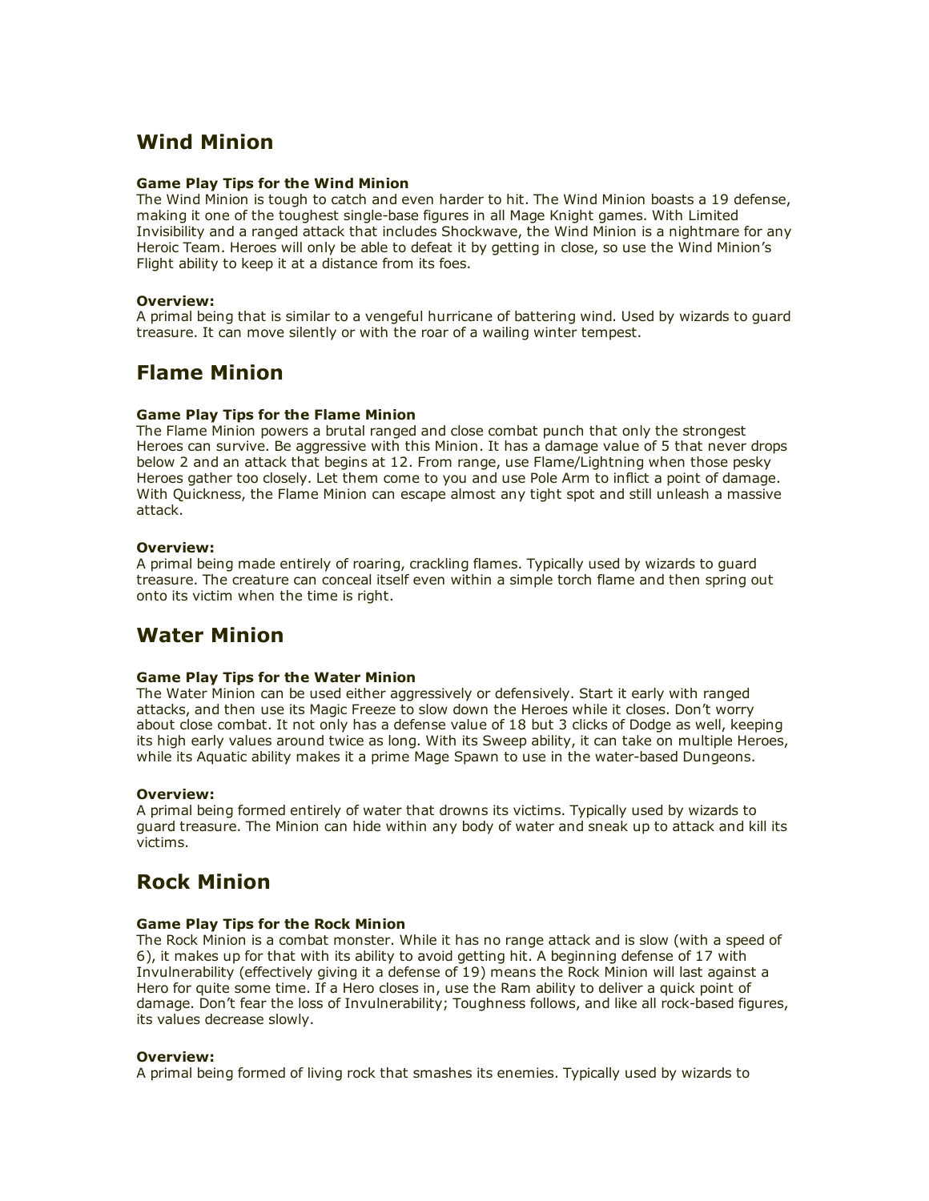## Wind Minion

**Game Play Tips for the Wind Minion**
The Wind Minion is tough to catch and even harder to hit. The Wind Minion boasts a 19 defense, making it one of the toughest single-base figures in all Mage Knight games. With Limited Invisibility and a ranged attack that includes Shockwave, the Wind Minion is a nightmare for any Heroic Team. Heroes will only be able to defeat it by getting in close, so use the Wind Minion's Flight ability to keep it at a distance from its foes.

**Overview:**
A primal being that is similar to a vengeful hurricane of battering wind. Used by wizards to guard treasure. It can move silently or with the roar of a wailing winter tempest.

## Flame Minion

**Game Play Tips for the Flame Minion**
The Flame Minion powers a brutal ranged and close combat punch that only the strongest Heroes can survive. Be aggressive with this Minion. It has a damage value of 5 that never drops below 2 and an attack that begins at 12. From range, use Flame/Lightning when those pesky Heroes gather too closely. Let them come to you and use Pole Arm to inflict a point of damage. With Quickness, the Flame Minion can escape almost any tight spot and still unleash a massive attack.

**Overview:**
A primal being made entirely of roaring, crackling flames. Typically used by wizards to guard treasure. The creature can conceal itself even within a simple torch flame and then spring out onto its victim when the time is right.

## Water Minion

**Game Play Tips for the Water Minion**
The Water Minion can be used either aggressively or defensively. Start it early with ranged attacks, and then use its Magic Freeze to slow down the Heroes while it closes. Don't worry about close combat. It not only has a defense value of 18 but 3 clicks of Dodge as well, keeping its high early values around twice as long. With its Sweep ability, it can take on multiple Heroes, while its Aquatic ability makes it a prime Mage Spawn to use in the water-based Dungeons.

**Overview:**
A primal being formed entirely of water that drowns its victims. Typically used by wizards to guard treasure. The Minion can hide within any body of water and sneak up to attack and kill its victims.

## Rock Minion

**Game Play Tips for the Rock Minion**
The Rock Minion is a combat monster. While it has no range attack and is slow (with a speed of 6), it makes up for that with its ability to avoid getting hit. A beginning defense of 17 with Invulnerability (effectively giving it a defense of 19) means the Rock Minion will last against a Hero for quite some time. If a Hero closes in, use the Ram ability to deliver a quick point of damage. Don't fear the loss of Invulnerability; Toughness follows, and like all rock-based figures, its values decrease slowly.

**Overview:**
A primal being formed of living rock that smashes its enemies. Typically used by wizards to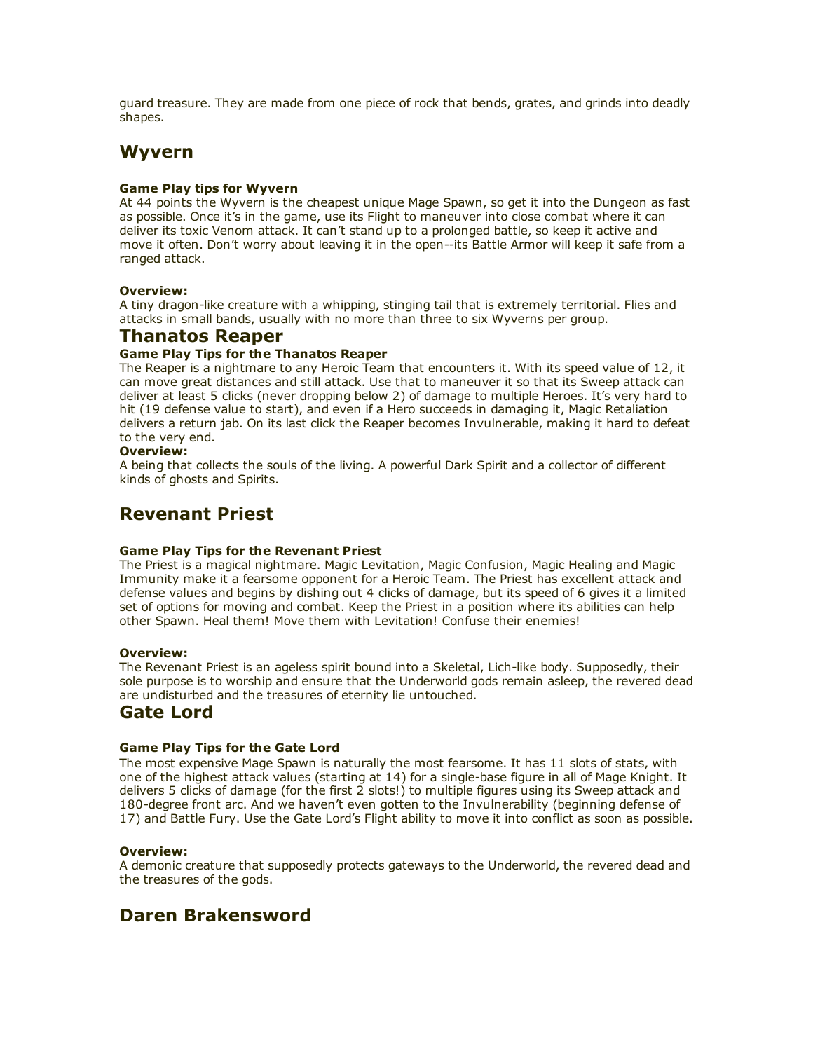guard treasure. They are made from one piece of rock that bends, grates, and grinds into deadly shapes.

## Wyvern

**Game Play tips for Wyvern**
At 44 points the Wyvern is the cheapest unique Mage Spawn, so get it into the Dungeon as fast as possible. Once it's in the game, use its Flight to maneuver into close combat where it can deliver its toxic Venom attack. It can't stand up to a prolonged battle, so keep it active and move it often. Don't worry about leaving it in the open--its Battle Armor will keep it safe from a ranged attack.

**Overview:**
A tiny dragon-like creature with a whipping, stinging tail that is extremely territorial. Flies and attacks in small bands, usually with no more than three to six Wyverns per group.

## Thanatos Reaper

**Game Play Tips for the Thanatos Reaper**
The Reaper is a nightmare to any Heroic Team that encounters it. With its speed value of 12, it can move great distances and still attack. Use that to maneuver it so that its Sweep attack can deliver at least 5 clicks (never dropping below 2) of damage to multiple Heroes. It's very hard to hit (19 defense value to start), and even if a Hero succeeds in damaging it, Magic Retaliation delivers a return jab. On its last click the Reaper becomes Invulnerable, making it hard to defeat to the very end.
**Overview:**
A being that collects the souls of the living. A powerful Dark Spirit and a collector of different kinds of ghosts and Spirits.

## Revenant Priest

**Game Play Tips for the Revenant Priest**
The Priest is a magical nightmare. Magic Levitation, Magic Confusion, Magic Healing and Magic Immunity make it a fearsome opponent for a Heroic Team. The Priest has excellent attack and defense values and begins by dishing out 4 clicks of damage, but its speed of 6 gives it a limited set of options for moving and combat. Keep the Priest in a position where its abilities can help other Spawn. Heal them! Move them with Levitation! Confuse their enemies!

**Overview:**
The Revenant Priest is an ageless spirit bound into a Skeletal, Lich-like body. Supposedly, their sole purpose is to worship and ensure that the Underworld gods remain asleep, the revered dead are undisturbed and the treasures of eternity lie untouched.

## Gate Lord

**Game Play Tips for the Gate Lord**
The most expensive Mage Spawn is naturally the most fearsome. It has 11 slots of stats, with one of the highest attack values (starting at 14) for a single-base figure in all of Mage Knight. It delivers 5 clicks of damage (for the first 2 slots!) to multiple figures using its Sweep attack and 180-degree front arc. And we haven't even gotten to the Invulnerability (beginning defense of 17) and Battle Fury. Use the Gate Lord's Flight ability to move it into conflict as soon as possible.

**Overview:**
A demonic creature that supposedly protects gateways to the Underworld, the revered dead and the treasures of the gods.

## Daren Brakensword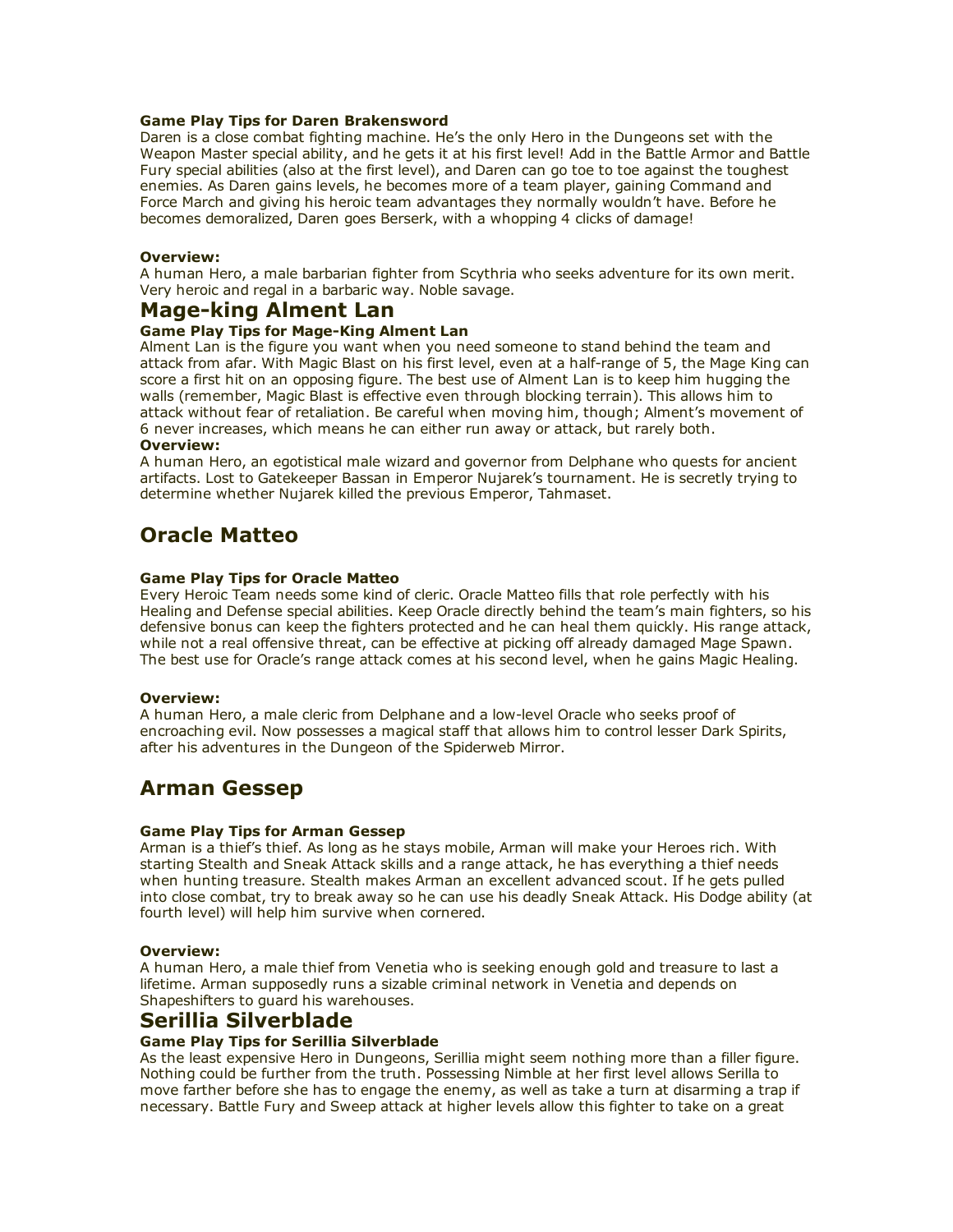**Game Play Tips for Daren Brakensword**

Daren is a close combat fighting machine. He's the only Hero in the Dungeons set with the Weapon Master special ability, and he gets it at his first level! Add in the Battle Armor and Battle Fury special abilities (also at the first level), and Daren can go toe to toe against the toughest enemies. As Daren gains levels, he becomes more of a team player, gaining Command and Force March and giving his heroic team advantages they normally wouldn't have. Before he becomes demoralized, Daren goes Berserk, with a whopping 4 clicks of damage!

**Overview:**

A human Hero, a male barbarian fighter from Scythria who seeks adventure for its own merit. Very heroic and regal in a barbaric way. Noble savage.

## Mage-king Alment Lan

**Game Play Tips for Mage-King Alment Lan**

Alment Lan is the figure you want when you need someone to stand behind the team and attack from afar. With Magic Blast on his first level, even at a half-range of 5, the Mage King can score a first hit on an opposing figure. The best use of Alment Lan is to keep him hugging the walls (remember, Magic Blast is effective even through blocking terrain). This allows him to attack without fear of retaliation. Be careful when moving him, though; Alment's movement of 6 never increases, which means he can either run away or attack, but rarely both.

**Overview:**

A human Hero, an egotistical male wizard and governor from Delphane who quests for ancient artifacts. Lost to Gatekeeper Bassan in Emperor Nujarek's tournament. He is secretly trying to determine whether Nujarek killed the previous Emperor, Tahmaset.

## Oracle Matteo

**Game Play Tips for Oracle Matteo**

Every Heroic Team needs some kind of cleric. Oracle Matteo fills that role perfectly with his Healing and Defense special abilities. Keep Oracle directly behind the team's main fighters, so his defensive bonus can keep the fighters protected and he can heal them quickly. His range attack, while not a real offensive threat, can be effective at picking off already damaged Mage Spawn. The best use for Oracle's range attack comes at his second level, when he gains Magic Healing.

**Overview:**

A human Hero, a male cleric from Delphane and a low-level Oracle who seeks proof of encroaching evil. Now possesses a magical staff that allows him to control lesser Dark Spirits, after his adventures in the Dungeon of the Spiderweb Mirror.

## Arman Gessep

**Game Play Tips for Arman Gessep**

Arman is a thief's thief. As long as he stays mobile, Arman will make your Heroes rich. With starting Stealth and Sneak Attack skills and a range attack, he has everything a thief needs when hunting treasure. Stealth makes Arman an excellent advanced scout. If he gets pulled into close combat, try to break away so he can use his deadly Sneak Attack. His Dodge ability (at fourth level) will help him survive when cornered.

**Overview:**

A human Hero, a male thief from Venetia who is seeking enough gold and treasure to last a lifetime. Arman supposedly runs a sizable criminal network in Venetia and depends on Shapeshifters to guard his warehouses.

## Serillia Silverblade

**Game Play Tips for Serillia Silverblade**

As the least expensive Hero in Dungeons, Serillia might seem nothing more than a filler figure. Nothing could be further from the truth. Possessing Nimble at her first level allows Serilla to move farther before she has to engage the enemy, as well as take a turn at disarming a trap if necessary. Battle Fury and Sweep attack at higher levels allow this fighter to take on a great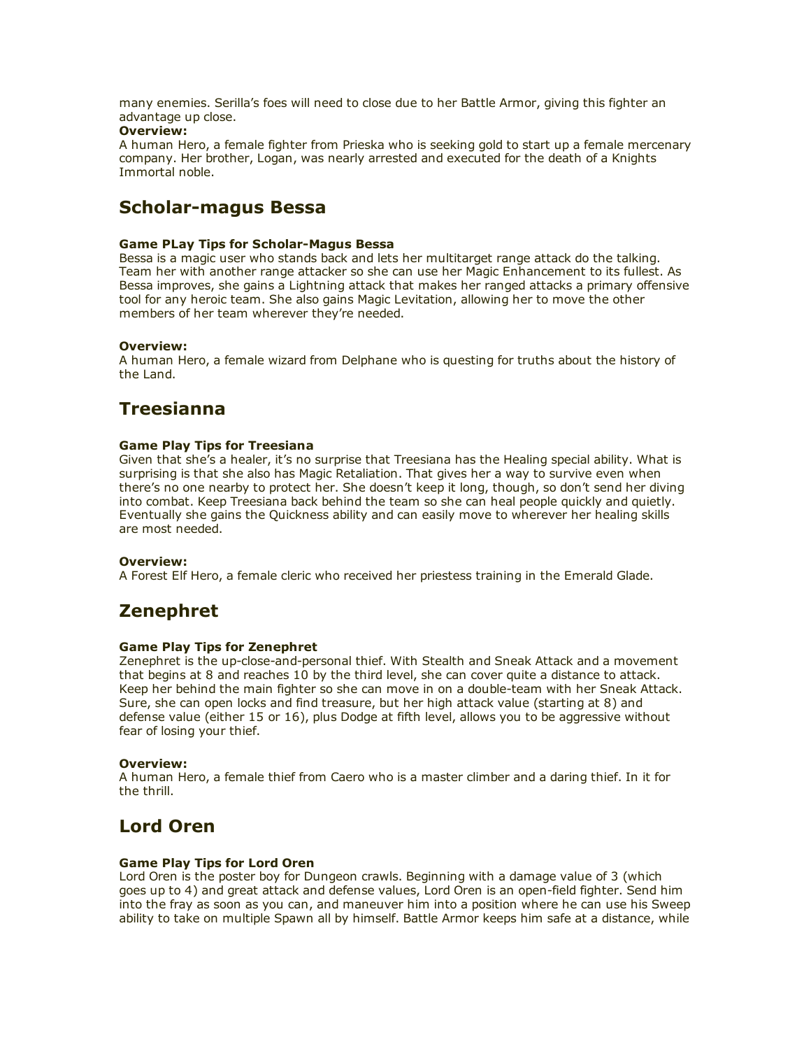many enemies. Serilla's foes will need to close due to her Battle Armor, giving this fighter an advantage up close.

**Overview:**
A human Hero, a female fighter from Prieska who is seeking gold to start up a female mercenary company. Her brother, Logan, was nearly arrested and executed for the death of a Knights Immortal noble.

## Scholar-magus Bessa

**Game PLay Tips for Scholar-Magus Bessa**
Bessa is a magic user who stands back and lets her multitarget range attack do the talking. Team her with another range attacker so she can use her Magic Enhancement to its fullest. As Bessa improves, she gains a Lightning attack that makes her ranged attacks a primary offensive tool for any heroic team. She also gains Magic Levitation, allowing her to move the other members of her team wherever they're needed.

**Overview:**
A human Hero, a female wizard from Delphane who is questing for truths about the history of the Land.

## Treesianna

**Game Play Tips for Treesiana**
Given that she's a healer, it's no surprise that Treesiana has the Healing special ability. What is surprising is that she also has Magic Retaliation. That gives her a way to survive even when there's no one nearby to protect her. She doesn't keep it long, though, so don't send her diving into combat. Keep Treesiana back behind the team so she can heal people quickly and quietly. Eventually she gains the Quickness ability and can easily move to wherever her healing skills are most needed.

**Overview:**
A Forest Elf Hero, a female cleric who received her priestess training in the Emerald Glade.

## Zenephret

**Game Play Tips for Zenephret**
Zenephret is the up-close-and-personal thief. With Stealth and Sneak Attack and a movement that begins at 8 and reaches 10 by the third level, she can cover quite a distance to attack. Keep her behind the main fighter so she can move in on a double-team with her Sneak Attack. Sure, she can open locks and find treasure, but her high attack value (starting at 8) and defense value (either 15 or 16), plus Dodge at fifth level, allows you to be aggressive without fear of losing your thief.

**Overview:**
A human Hero, a female thief from Caero who is a master climber and a daring thief. In it for the thrill.

## Lord Oren

**Game Play Tips for Lord Oren**
Lord Oren is the poster boy for Dungeon crawls. Beginning with a damage value of 3 (which goes up to 4) and great attack and defense values, Lord Oren is an open-field fighter. Send him into the fray as soon as you can, and maneuver him into a position where he can use his Sweep ability to take on multiple Spawn all by himself. Battle Armor keeps him safe at a distance, while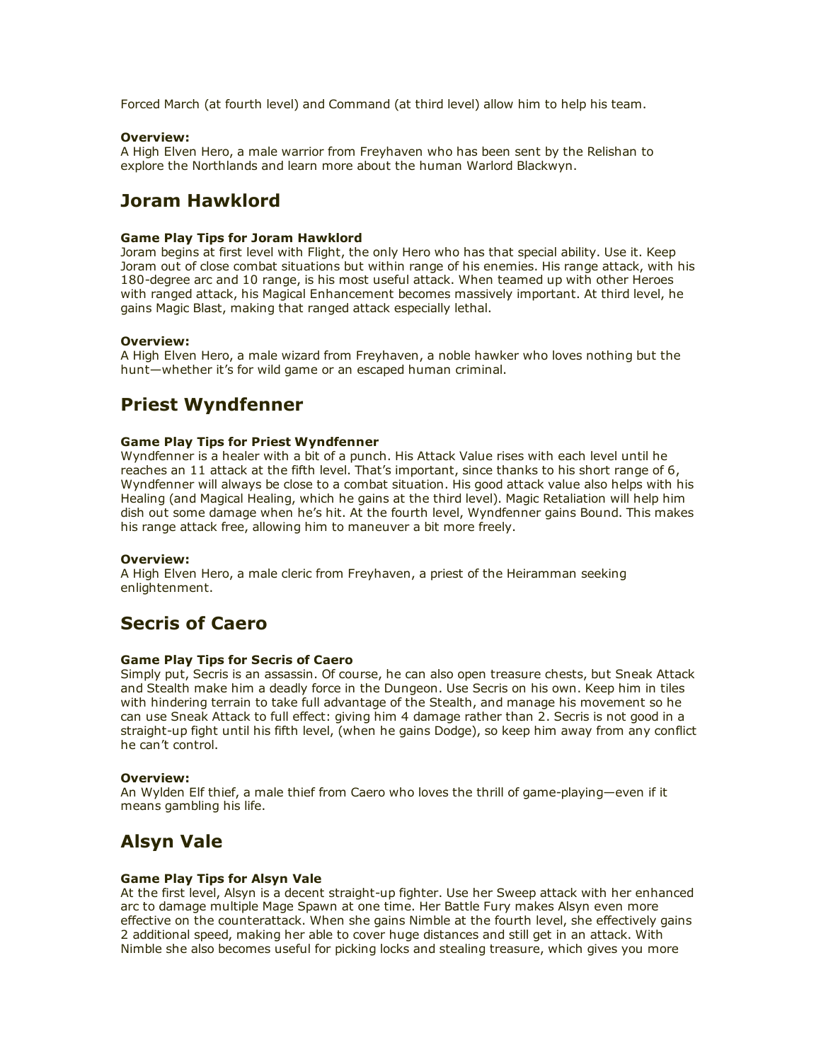Forced March (at fourth level) and Command (at third level) allow him to help his team.

**Overview:**
A High Elven Hero, a male warrior from Freyhaven who has been sent by the Relishan to explore the Northlands and learn more about the human Warlord Blackwyn.

## Joram Hawklord

**Game Play Tips for Joram Hawklord**
Joram begins at first level with Flight, the only Hero who has that special ability. Use it. Keep Joram out of close combat situations but within range of his enemies. His range attack, with his 180-degree arc and 10 range, is his most useful attack. When teamed up with other Heroes with ranged attack, his Magical Enhancement becomes massively important. At third level, he gains Magic Blast, making that ranged attack especially lethal.

**Overview:**
A High Elven Hero, a male wizard from Freyhaven, a noble hawker who loves nothing but the hunt—whether it's for wild game or an escaped human criminal.

## Priest Wyndfenner

**Game Play Tips for Priest Wyndfenner**
Wyndfenner is a healer with a bit of a punch. His Attack Value rises with each level until he reaches an 11 attack at the fifth level. That's important, since thanks to his short range of 6, Wyndfenner will always be close to a combat situation. His good attack value also helps with his Healing (and Magical Healing, which he gains at the third level). Magic Retaliation will help him dish out some damage when he's hit. At the fourth level, Wyndfenner gains Bound. This makes his range attack free, allowing him to maneuver a bit more freely.

**Overview:**
A High Elven Hero, a male cleric from Freyhaven, a priest of the Heiramman seeking enlightenment.

## Secris of Caero

**Game Play Tips for Secris of Caero**
Simply put, Secris is an assassin. Of course, he can also open treasure chests, but Sneak Attack and Stealth make him a deadly force in the Dungeon. Use Secris on his own. Keep him in tiles with hindering terrain to take full advantage of the Stealth, and manage his movement so he can use Sneak Attack to full effect: giving him 4 damage rather than 2. Secris is not good in a straight-up fight until his fifth level, (when he gains Dodge), so keep him away from any conflict he can't control.

**Overview:**
An Wylden Elf thief, a male thief from Caero who loves the thrill of game-playing—even if it means gambling his life.

## Alsyn Vale

**Game Play Tips for Alsyn Vale**
At the first level, Alsyn is a decent straight-up fighter. Use her Sweep attack with her enhanced arc to damage multiple Mage Spawn at one time. Her Battle Fury makes Alsyn even more effective on the counterattack. When she gains Nimble at the fourth level, she effectively gains 2 additional speed, making her able to cover huge distances and still get in an attack. With Nimble she also becomes useful for picking locks and stealing treasure, which gives you more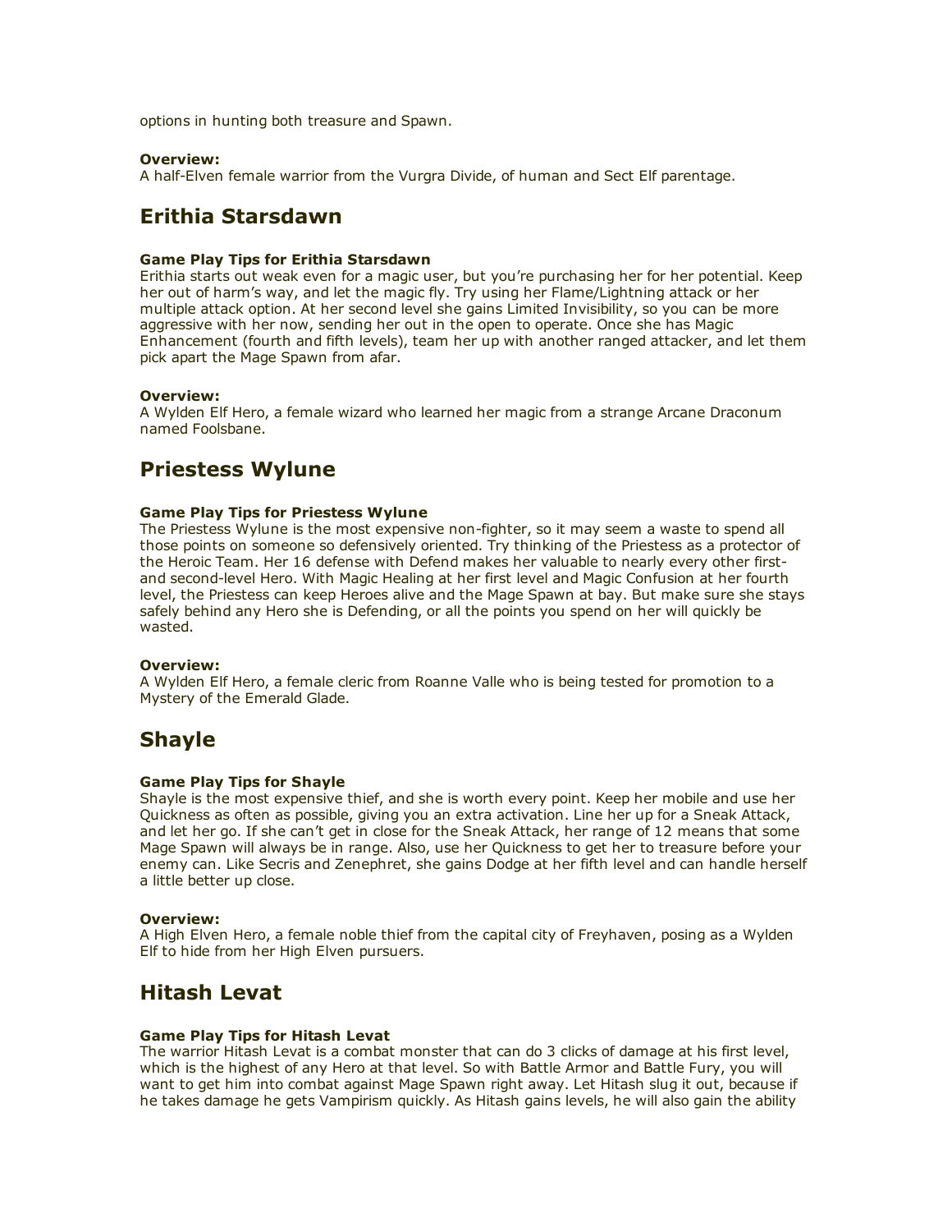options in hunting both treasure and Spawn.

**Overview:**
A half-Elven female warrior from the Vurgra Divide, of human and Sect Elf parentage.

## Erithia Starsdawn

**Game Play Tips for Erithia Starsdawn**
Erithia starts out weak even for a magic user, but you're purchasing her for her potential. Keep her out of harm's way, and let the magic fly. Try using her Flame/Lightning attack or her multiple attack option. At her second level she gains Limited Invisibility, so you can be more aggressive with her now, sending her out in the open to operate. Once she has Magic Enhancement (fourth and fifth levels), team her up with another ranged attacker, and let them pick apart the Mage Spawn from afar.

**Overview:**
A Wylden Elf Hero, a female wizard who learned her magic from a strange Arcane Draconum named Foolsbane.

## Priestess Wylune

**Game Play Tips for Priestess Wylune**
The Priestess Wylune is the most expensive non-fighter, so it may seem a waste to spend all those points on someone so defensively oriented. Try thinking of the Priestess as a protector of the Heroic Team. Her 16 defense with Defend makes her valuable to nearly every other first- and second-level Hero. With Magic Healing at her first level and Magic Confusion at her fourth level, the Priestess can keep Heroes alive and the Mage Spawn at bay. But make sure she stays safely behind any Hero she is Defending, or all the points you spend on her will quickly be wasted.

**Overview:**
A Wylden Elf Hero, a female cleric from Roanne Valle who is being tested for promotion to a Mystery of the Emerald Glade.

## Shayle

**Game Play Tips for Shayle**
Shayle is the most expensive thief, and she is worth every point. Keep her mobile and use her Quickness as often as possible, giving you an extra activation. Line her up for a Sneak Attack, and let her go. If she can't get in close for the Sneak Attack, her range of 12 means that some Mage Spawn will always be in range. Also, use her Quickness to get her to treasure before your enemy can. Like Secris and Zenephret, she gains Dodge at her fifth level and can handle herself a little better up close.

**Overview:**
A High Elven Hero, a female noble thief from the capital city of Freyhaven, posing as a Wylden Elf to hide from her High Elven pursuers.

## Hitash Levat

**Game Play Tips for Hitash Levat**
The warrior Hitash Levat is a combat monster that can do 3 clicks of damage at his first level, which is the highest of any Hero at that level. So with Battle Armor and Battle Fury, you will want to get him into combat against Mage Spawn right away. Let Hitash slug it out, because if he takes damage he gets Vampirism quickly. As Hitash gains levels, he will also gain the ability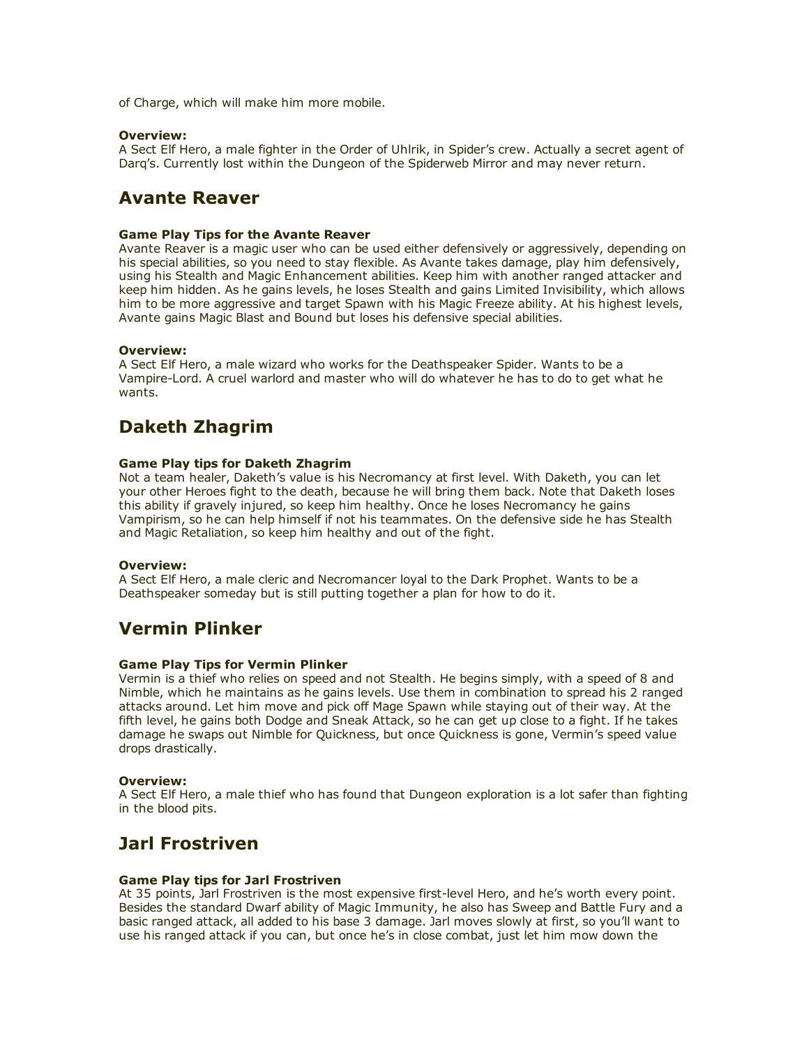of Charge, which will make him more mobile.

**Overview:**
A Sect Elf Hero, a male fighter in the Order of Uhlrik, in Spider's crew. Actually a secret agent of Darq's. Currently lost within the Dungeon of the Spiderweb Mirror and may never return.

## Avante Reaver

**Game Play Tips for the Avante Reaver**
Avante Reaver is a magic user who can be used either defensively or aggressively, depending on his special abilities, so you need to stay flexible. As Avante takes damage, play him defensively, using his Stealth and Magic Enhancement abilities. Keep him with another ranged attacker and keep him hidden. As he gains levels, he loses Stealth and gains Limited Invisibility, which allows him to be more aggressive and target Spawn with his Magic Freeze ability. At his highest levels, Avante gains Magic Blast and Bound but loses his defensive special abilities.

**Overview:**
A Sect Elf Hero, a male wizard who works for the Deathspeaker Spider. Wants to be a Vampire-Lord. A cruel warlord and master who will do whatever he has to do to get what he wants.

## Daketh Zhagrim

**Game Play tips for Daketh Zhagrim**
Not a team healer, Daketh's value is his Necromancy at first level. With Daketh, you can let your other Heroes fight to the death, because he will bring them back. Note that Daketh loses this ability if gravely injured, so keep him healthy. Once he loses Necromancy he gains Vampirism, so he can help himself if not his teammates. On the defensive side he has Stealth and Magic Retaliation, so keep him healthy and out of the fight.

**Overview:**
A Sect Elf Hero, a male cleric and Necromancer loyal to the Dark Prophet. Wants to be a Deathspeaker someday but is still putting together a plan for how to do it.

## Vermin Plinker

**Game Play Tips for Vermin Plinker**
Vermin is a thief who relies on speed and not Stealth. He begins simply, with a speed of 8 and Nimble, which he maintains as he gains levels. Use them in combination to spread his 2 ranged attacks around. Let him move and pick off Mage Spawn while staying out of their way. At the fifth level, he gains both Dodge and Sneak Attack, so he can get up close to a fight. If he takes damage he swaps out Nimble for Quickness, but once Quickness is gone, Vermin's speed value drops drastically.

**Overview:**
A Sect Elf Hero, a male thief who has found that Dungeon exploration is a lot safer than fighting in the blood pits.

## Jarl Frostriven

**Game Play tips for Jarl Frostriven**
At 35 points, Jarl Frostriven is the most expensive first-level Hero, and he's worth every point. Besides the standard Dwarf ability of Magic Immunity, he also has Sweep and Battle Fury and a basic ranged attack, all added to his base 3 damage. Jarl moves slowly at first, so you'll want to use his ranged attack if you can, but once he's in close combat, just let him mow down the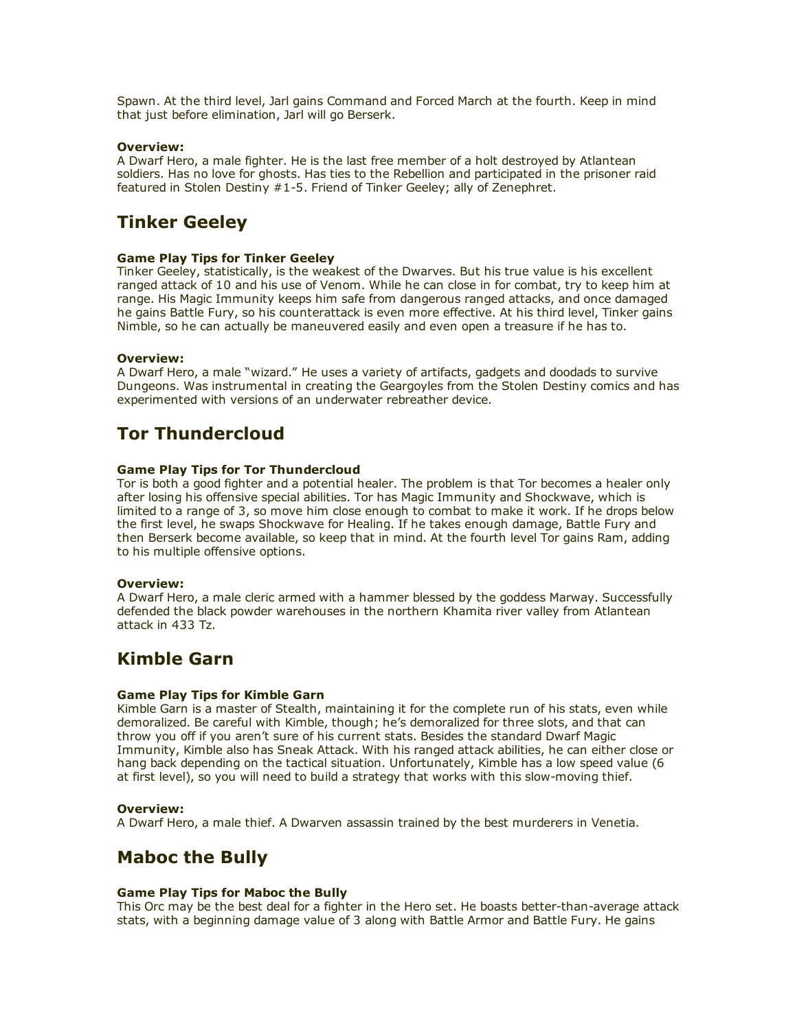Spawn. At the third level, Jarl gains Command and Forced March at the fourth. Keep in mind that just before elimination, Jarl will go Berserk.

**Overview:**
A Dwarf Hero, a male fighter. He is the last free member of a holt destroyed by Atlantean soldiers. Has no love for ghosts. Has ties to the Rebellion and participated in the prisoner raid featured in Stolen Destiny #1-5. Friend of Tinker Geeley; ally of Zenephret.

## Tinker Geeley

**Game Play Tips for Tinker Geeley**
Tinker Geeley, statistically, is the weakest of the Dwarves. But his true value is his excellent ranged attack of 10 and his use of Venom. While he can close in for combat, try to keep him at range. His Magic Immunity keeps him safe from dangerous ranged attacks, and once damaged he gains Battle Fury, so his counterattack is even more effective. At his third level, Tinker gains Nimble, so he can actually be maneuvered easily and even open a treasure if he has to.

**Overview:**
A Dwarf Hero, a male "wizard." He uses a variety of artifacts, gadgets and doodads to survive Dungeons. Was instrumental in creating the Geargoyles from the Stolen Destiny comics and has experimented with versions of an underwater rebreather device.

## Tor Thundercloud

**Game Play Tips for Tor Thundercloud**
Tor is both a good fighter and a potential healer. The problem is that Tor becomes a healer only after losing his offensive special abilities. Tor has Magic Immunity and Shockwave, which is limited to a range of 3, so move him close enough to combat to make it work. If he drops below the first level, he swaps Shockwave for Healing. If he takes enough damage, Battle Fury and then Berserk become available, so keep that in mind. At the fourth level Tor gains Ram, adding to his multiple offensive options.

**Overview:**
A Dwarf Hero, a male cleric armed with a hammer blessed by the goddess Marway. Successfully defended the black powder warehouses in the northern Khamita river valley from Atlantean attack in 433 Tz.

## Kimble Garn

**Game Play Tips for Kimble Garn**
Kimble Garn is a master of Stealth, maintaining it for the complete run of his stats, even while demoralized. Be careful with Kimble, though; he's demoralized for three slots, and that can throw you off if you aren't sure of his current stats. Besides the standard Dwarf Magic Immunity, Kimble also has Sneak Attack. With his ranged attack abilities, he can either close or hang back depending on the tactical situation. Unfortunately, Kimble has a low speed value (6 at first level), so you will need to build a strategy that works with this slow-moving thief.

**Overview:**
A Dwarf Hero, a male thief. A Dwarven assassin trained by the best murderers in Venetia.

## Maboc the Bully

**Game Play Tips for Maboc the Bully**
This Orc may be the best deal for a fighter in the Hero set. He boasts better-than-average attack stats, with a beginning damage value of 3 along with Battle Armor and Battle Fury. He gains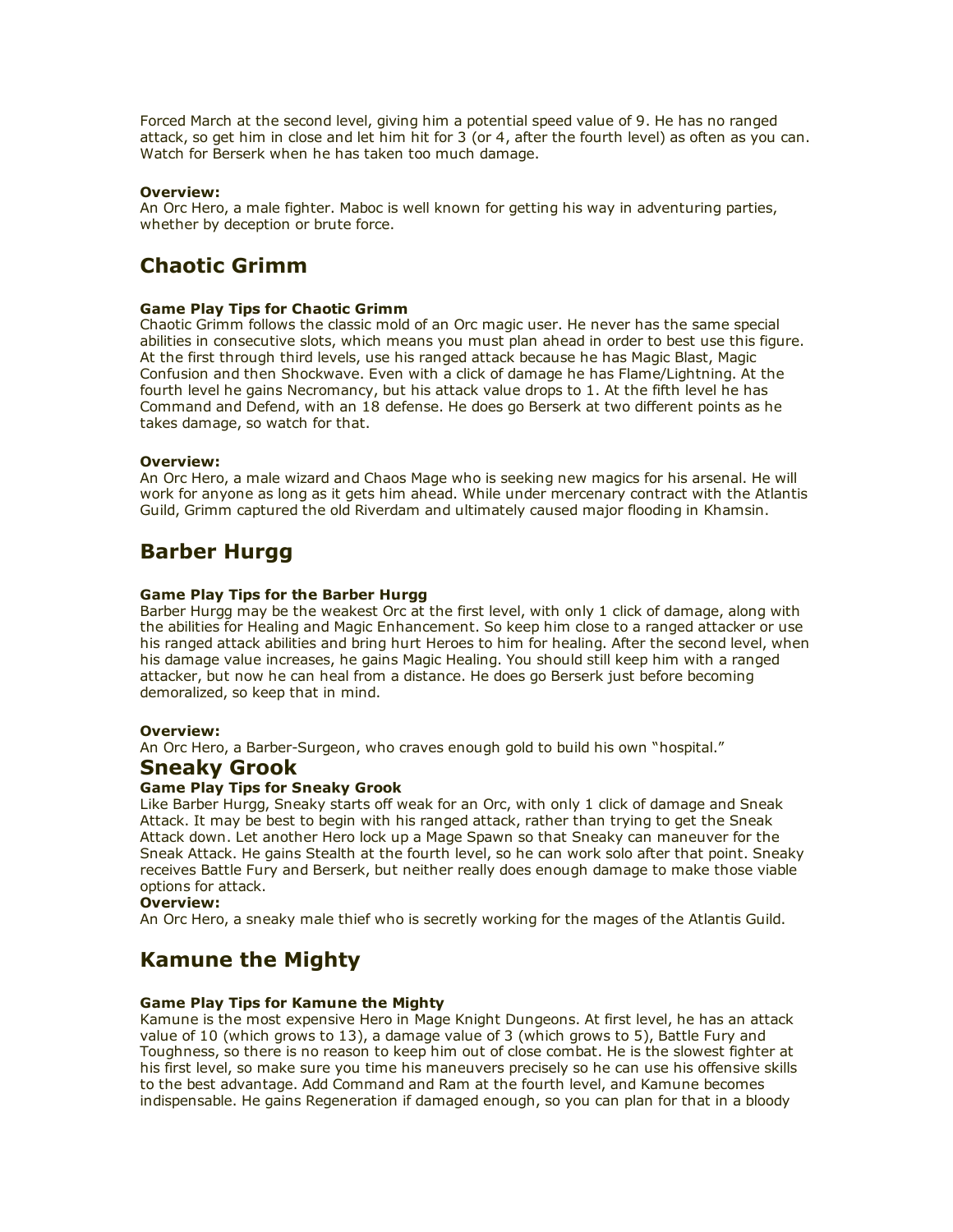Forced March at the second level, giving him a potential speed value of 9. He has no ranged attack, so get him in close and let him hit for 3 (or 4, after the fourth level) as often as you can. Watch for Berserk when he has taken too much damage.

**Overview:**
An Orc Hero, a male fighter. Maboc is well known for getting his way in adventuring parties, whether by deception or brute force.

## Chaotic Grimm

**Game Play Tips for Chaotic Grimm**
Chaotic Grimm follows the classic mold of an Orc magic user. He never has the same special abilities in consecutive slots, which means you must plan ahead in order to best use this figure. At the first through third levels, use his ranged attack because he has Magic Blast, Magic Confusion and then Shockwave. Even with a click of damage he has Flame/Lightning. At the fourth level he gains Necromancy, but his attack value drops to 1. At the fifth level he has Command and Defend, with an 18 defense. He does go Berserk at two different points as he takes damage, so watch for that.

**Overview:**
An Orc Hero, a male wizard and Chaos Mage who is seeking new magics for his arsenal. He will work for anyone as long as it gets him ahead. While under mercenary contract with the Atlantis Guild, Grimm captured the old Riverdam and ultimately caused major flooding in Khamsin.

## Barber Hurgg

**Game Play Tips for the Barber Hurgg**
Barber Hurgg may be the weakest Orc at the first level, with only 1 click of damage, along with the abilities for Healing and Magic Enhancement. So keep him close to a ranged attacker or use his ranged attack abilities and bring hurt Heroes to him for healing. After the second level, when his damage value increases, he gains Magic Healing. You should still keep him with a ranged attacker, but now he can heal from a distance. He does go Berserk just before becoming demoralized, so keep that in mind.

**Overview:**
An Orc Hero, a Barber-Surgeon, who craves enough gold to build his own "hospital."

## Sneaky Grook

**Game Play Tips for Sneaky Grook**
Like Barber Hurgg, Sneaky starts off weak for an Orc, with only 1 click of damage and Sneak Attack. It may be best to begin with his ranged attack, rather than trying to get the Sneak Attack down. Let another Hero lock up a Mage Spawn so that Sneaky can maneuver for the Sneak Attack. He gains Stealth at the fourth level, so he can work solo after that point. Sneaky receives Battle Fury and Berserk, but neither really does enough damage to make those viable options for attack.

**Overview:**
An Orc Hero, a sneaky male thief who is secretly working for the mages of the Atlantis Guild.

## Kamune the Mighty

**Game Play Tips for Kamune the Mighty**
Kamune is the most expensive Hero in Mage Knight Dungeons. At first level, he has an attack value of 10 (which grows to 13), a damage value of 3 (which grows to 5), Battle Fury and Toughness, so there is no reason to keep him out of close combat. He is the slowest fighter at his first level, so make sure you time his maneuvers precisely so he can use his offensive skills to the best advantage. Add Command and Ram at the fourth level, and Kamune becomes indispensable. He gains Regeneration if damaged enough, so you can plan for that in a bloody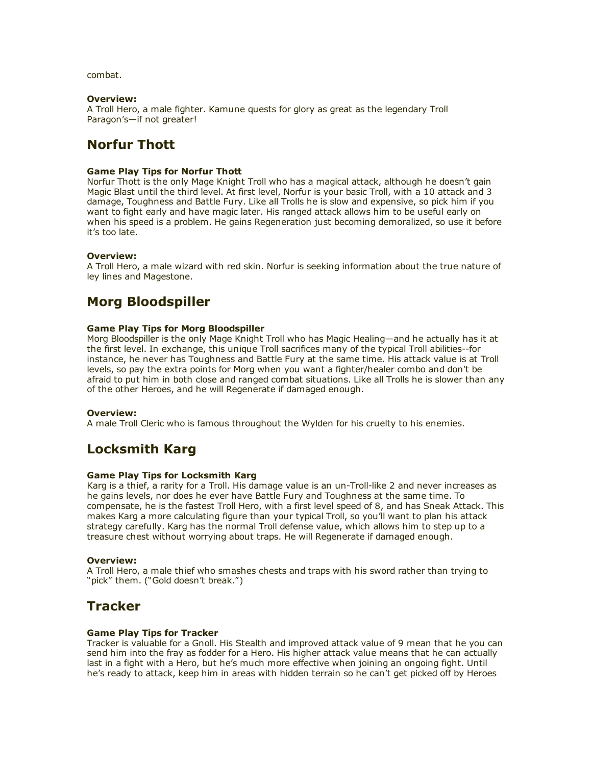combat.

**Overview:**
A Troll Hero, a male fighter. Kamune quests for glory as great as the legendary Troll Paragon's—if not greater!

## Norfur Thott

**Game Play Tips for Norfur Thott**
Norfur Thott is the only Mage Knight Troll who has a magical attack, although he doesn't gain Magic Blast until the third level. At first level, Norfur is your basic Troll, with a 10 attack and 3 damage, Toughness and Battle Fury. Like all Trolls he is slow and expensive, so pick him if you want to fight early and have magic later. His ranged attack allows him to be useful early on when his speed is a problem. He gains Regeneration just becoming demoralized, so use it before it's too late.

**Overview:**
A Troll Hero, a male wizard with red skin. Norfur is seeking information about the true nature of ley lines and Magestone.

## Morg Bloodspiller

**Game Play Tips for Morg Bloodspiller**
Morg Bloodspiller is the only Mage Knight Troll who has Magic Healing—and he actually has it at the first level. In exchange, this unique Troll sacrifices many of the typical Troll abilities--for instance, he never has Toughness and Battle Fury at the same time. His attack value is at Troll levels, so pay the extra points for Morg when you want a fighter/healer combo and don't be afraid to put him in both close and ranged combat situations. Like all Trolls he is slower than any of the other Heroes, and he will Regenerate if damaged enough.

**Overview:**
A male Troll Cleric who is famous throughout the Wylden for his cruelty to his enemies.

## Locksmith Karg

**Game Play Tips for Locksmith Karg**
Karg is a thief, a rarity for a Troll. His damage value is an un-Troll-like 2 and never increases as he gains levels, nor does he ever have Battle Fury and Toughness at the same time. To compensate, he is the fastest Troll Hero, with a first level speed of 8, and has Sneak Attack. This makes Karg a more calculating figure than your typical Troll, so you'll want to plan his attack strategy carefully. Karg has the normal Troll defense value, which allows him to step up to a treasure chest without worrying about traps. He will Regenerate if damaged enough.

**Overview:**
A Troll Hero, a male thief who smashes chests and traps with his sword rather than trying to "pick" them. ("Gold doesn't break.")

## Tracker

**Game Play Tips for Tracker**
Tracker is valuable for a Gnoll. His Stealth and improved attack value of 9 mean that he you can send him into the fray as fodder for a Hero. His higher attack value means that he can actually last in a fight with a Hero, but he's much more effective when joining an ongoing fight. Until he's ready to attack, keep him in areas with hidden terrain so he can't get picked off by Heroes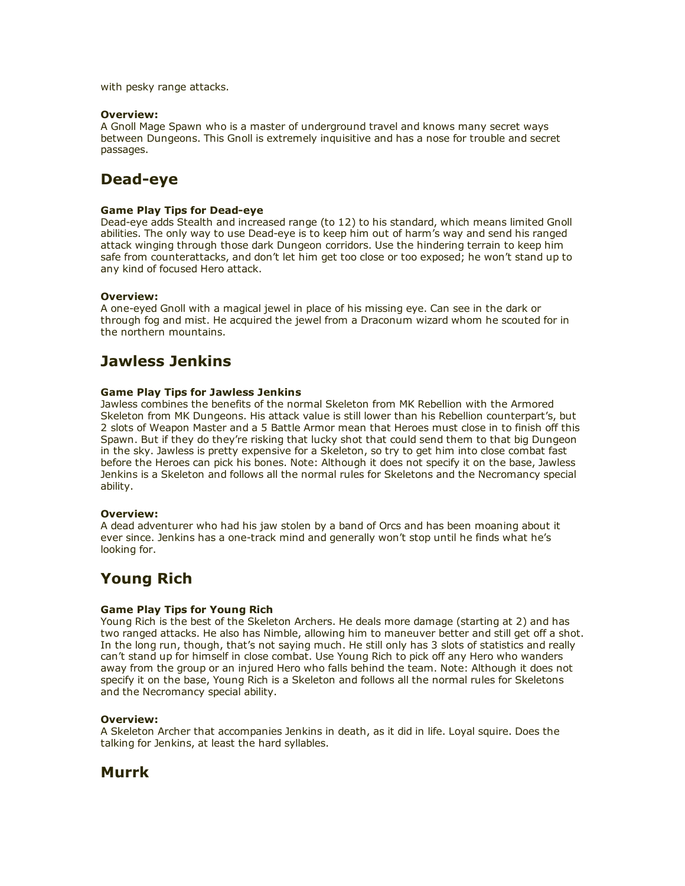with pesky range attacks.

**Overview:**
A Gnoll Mage Spawn who is a master of underground travel and knows many secret ways between Dungeons. This Gnoll is extremely inquisitive and has a nose for trouble and secret passages.

## Dead-eye

**Game Play Tips for Dead-eye**
Dead-eye adds Stealth and increased range (to 12) to his standard, which means limited Gnoll abilities. The only way to use Dead-eye is to keep him out of harm's way and send his ranged attack winging through those dark Dungeon corridors. Use the hindering terrain to keep him safe from counterattacks, and don't let him get too close or too exposed; he won't stand up to any kind of focused Hero attack.

**Overview:**
A one-eyed Gnoll with a magical jewel in place of his missing eye. Can see in the dark or through fog and mist. He acquired the jewel from a Draconum wizard whom he scouted for in the northern mountains.

## Jawless Jenkins

**Game Play Tips for Jawless Jenkins**
Jawless combines the benefits of the normal Skeleton from MK Rebellion with the Armored Skeleton from MK Dungeons. His attack value is still lower than his Rebellion counterpart's, but 2 slots of Weapon Master and a 5 Battle Armor mean that Heroes must close in to finish off this Spawn. But if they do they're risking that lucky shot that could send them to that big Dungeon in the sky. Jawless is pretty expensive for a Skeleton, so try to get him into close combat fast before the Heroes can pick his bones. Note: Although it does not specify it on the base, Jawless Jenkins is a Skeleton and follows all the normal rules for Skeletons and the Necromancy special ability.

**Overview:**
A dead adventurer who had his jaw stolen by a band of Orcs and has been moaning about it ever since. Jenkins has a one-track mind and generally won't stop until he finds what he's looking for.

## Young Rich

**Game Play Tips for Young Rich**
Young Rich is the best of the Skeleton Archers. He deals more damage (starting at 2) and has two ranged attacks. He also has Nimble, allowing him to maneuver better and still get off a shot. In the long run, though, that's not saying much. He still only has 3 slots of statistics and really can't stand up for himself in close combat. Use Young Rich to pick off any Hero who wanders away from the group or an injured Hero who falls behind the team. Note: Although it does not specify it on the base, Young Rich is a Skeleton and follows all the normal rules for Skeletons and the Necromancy special ability.

**Overview:**
A Skeleton Archer that accompanies Jenkins in death, as it did in life. Loyal squire. Does the talking for Jenkins, at least the hard syllables.

## Murrk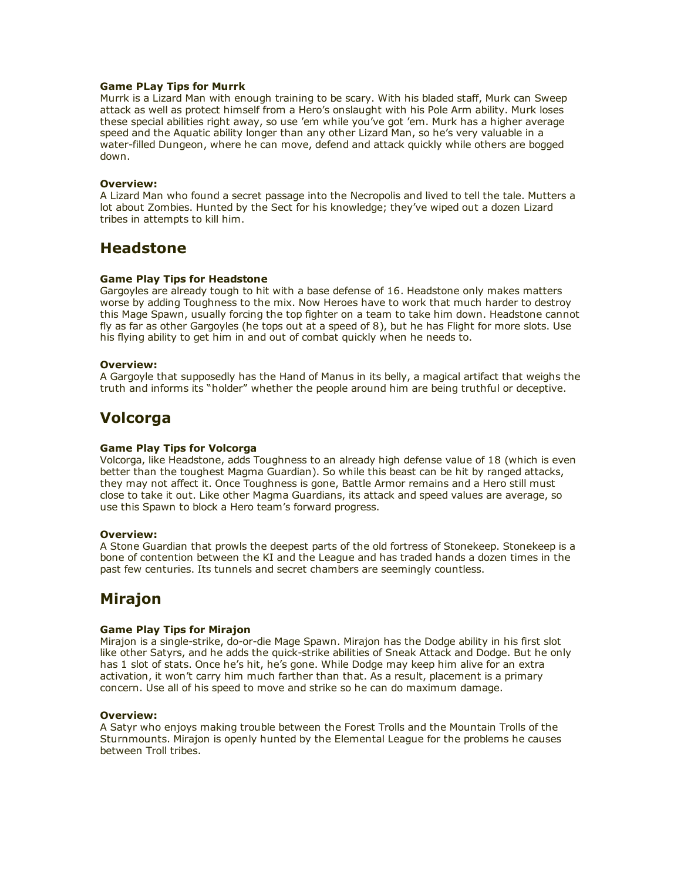### Game PLay Tips for Murrk

Murrk is a Lizard Man with enough training to be scary. With his bladed staff, Murk can Sweep attack as well as protect himself from a Hero's onslaught with his Pole Arm ability. Murk loses these special abilities right away, so use 'em while you've got 'em. Murk has a higher average speed and the Aquatic ability longer than any other Lizard Man, so he's very valuable in a water-filled Dungeon, where he can move, defend and attack quickly while others are bogged down.

### Overview:

A Lizard Man who found a secret passage into the Necropolis and lived to tell the tale. Mutters a lot about Zombies. Hunted by the Sect for his knowledge; they've wiped out a dozen Lizard tribes in attempts to kill him.

## Headstone

### Game Play Tips for Headstone

Gargoyles are already tough to hit with a base defense of 16. Headstone only makes matters worse by adding Toughness to the mix. Now Heroes have to work that much harder to destroy this Mage Spawn, usually forcing the top fighter on a team to take him down. Headstone cannot fly as far as other Gargoyles (he tops out at a speed of 8), but he has Flight for more slots. Use his flying ability to get him in and out of combat quickly when he needs to.

### Overview:

A Gargoyle that supposedly has the Hand of Manus in its belly, a magical artifact that weighs the truth and informs its "holder" whether the people around him are being truthful or deceptive.

## Volcorga

### Game Play Tips for Volcorga

Volcorga, like Headstone, adds Toughness to an already high defense value of 18 (which is even better than the toughest Magma Guardian). So while this beast can be hit by ranged attacks, they may not affect it. Once Toughness is gone, Battle Armor remains and a Hero still must close to take it out. Like other Magma Guardians, its attack and speed values are average, so use this Spawn to block a Hero team's forward progress.

### Overview:

A Stone Guardian that prowls the deepest parts of the old fortress of Stonekeep. Stonekeep is a bone of contention between the KI and the League and has traded hands a dozen times in the past few centuries. Its tunnels and secret chambers are seemingly countless.

## Mirajon

### Game Play Tips for Mirajon

Mirajon is a single-strike, do-or-die Mage Spawn. Mirajon has the Dodge ability in his first slot like other Satyrs, and he adds the quick-strike abilities of Sneak Attack and Dodge. But he only has 1 slot of stats. Once he's hit, he's gone. While Dodge may keep him alive for an extra activation, it won't carry him much farther than that. As a result, placement is a primary concern. Use all of his speed to move and strike so he can do maximum damage.

### Overview:

A Satyr who enjoys making trouble between the Forest Trolls and the Mountain Trolls of the Sturnmounts. Mirajon is openly hunted by the Elemental League for the problems he causes between Troll tribes.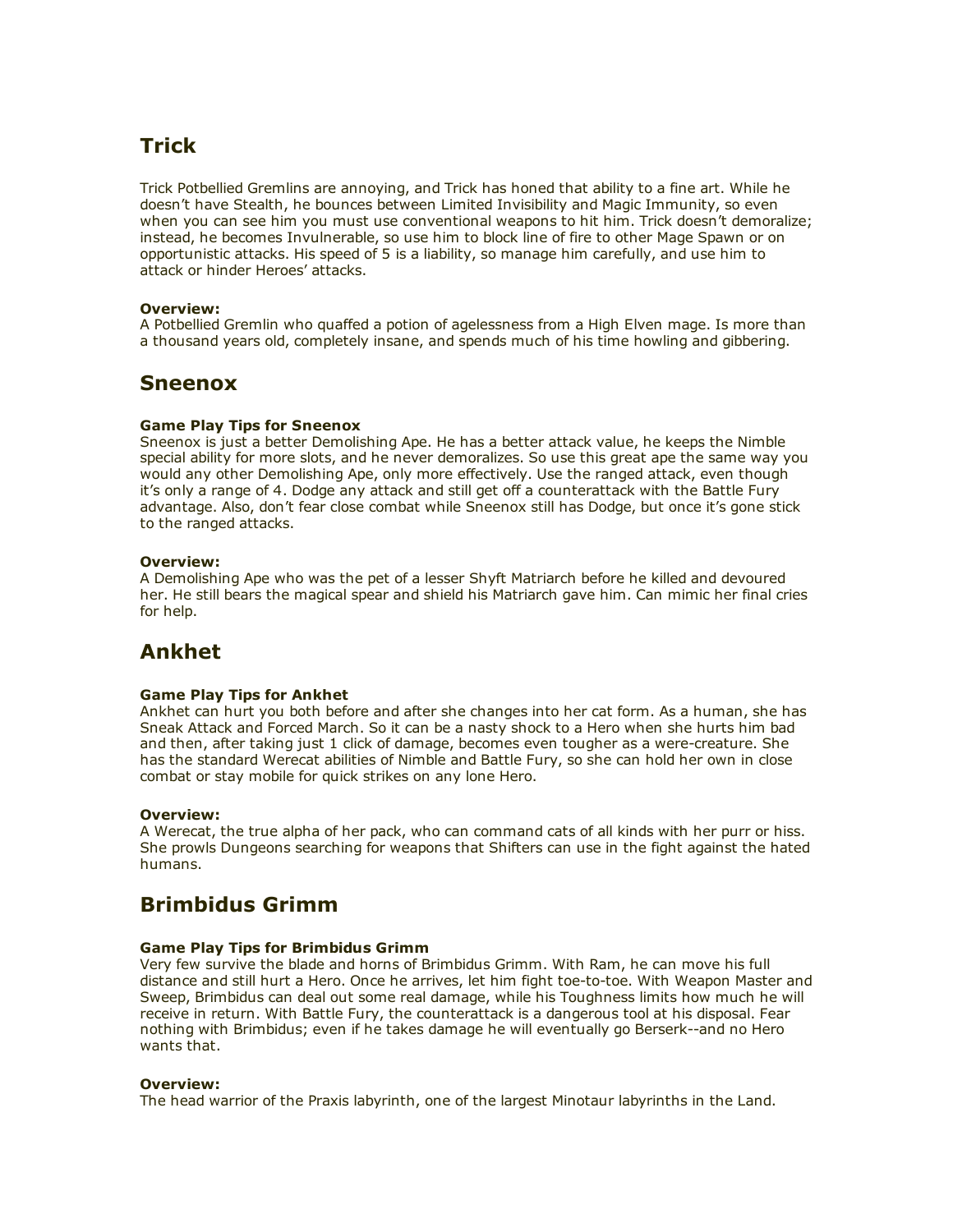## Trick

Trick Potbellied Gremlins are annoying, and Trick has honed that ability to a fine art. While he doesn't have Stealth, he bounces between Limited Invisibility and Magic Immunity, so even when you can see him you must use conventional weapons to hit him. Trick doesn't demoralize; instead, he becomes Invulnerable, so use him to block line of fire to other Mage Spawn or on opportunistic attacks. His speed of 5 is a liability, so manage him carefully, and use him to attack or hinder Heroes' attacks.

**Overview:**
A Potbellied Gremlin who quaffed a potion of agelessness from a High Elven mage. Is more than a thousand years old, completely insane, and spends much of his time howling and gibbering.

## Sneenox

**Game Play Tips for Sneenox**
Sneenox is just a better Demolishing Ape. He has a better attack value, he keeps the Nimble special ability for more slots, and he never demoralizes. So use this great ape the same way you would any other Demolishing Ape, only more effectively. Use the ranged attack, even though it's only a range of 4. Dodge any attack and still get off a counterattack with the Battle Fury advantage. Also, don't fear close combat while Sneenox still has Dodge, but once it's gone stick to the ranged attacks.

**Overview:**
A Demolishing Ape who was the pet of a lesser Shyft Matriarch before he killed and devoured her. He still bears the magical spear and shield his Matriarch gave him. Can mimic her final cries for help.

## Ankhet

**Game Play Tips for Ankhet**
Ankhet can hurt you both before and after she changes into her cat form. As a human, she has Sneak Attack and Forced March. So it can be a nasty shock to a Hero when she hurts him bad and then, after taking just 1 click of damage, becomes even tougher as a were-creature. She has the standard Werecat abilities of Nimble and Battle Fury, so she can hold her own in close combat or stay mobile for quick strikes on any lone Hero.

**Overview:**
A Werecat, the true alpha of her pack, who can command cats of all kinds with her purr or hiss. She prowls Dungeons searching for weapons that Shifters can use in the fight against the hated humans.

## Brimbidus Grimm

**Game Play Tips for Brimbidus Grimm**
Very few survive the blade and horns of Brimbidus Grimm. With Ram, he can move his full distance and still hurt a Hero. Once he arrives, let him fight toe-to-toe. With Weapon Master and Sweep, Brimbidus can deal out some real damage, while his Toughness limits how much he will receive in return. With Battle Fury, the counterattack is a dangerous tool at his disposal. Fear nothing with Brimbidus; even if he takes damage he will eventually go Berserk--and no Hero wants that.

**Overview:**
The head warrior of the Praxis labyrinth, one of the largest Minotaur labyrinths in the Land.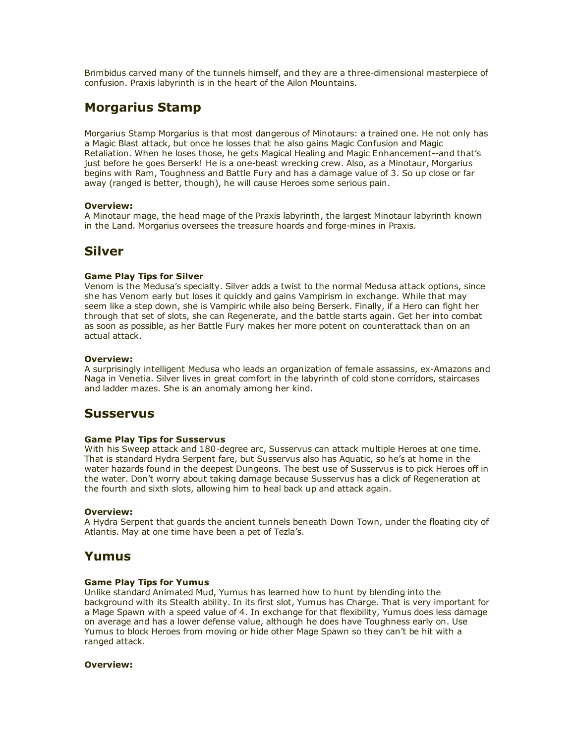Brimbidus carved many of the tunnels himself, and they are a three-dimensional masterpiece of confusion. Praxis labyrinth is in the heart of the Ailon Mountains.

## Morgarius Stamp

Morgarius Stamp Morgarius is that most dangerous of Minotaurs: a trained one. He not only has a Magic Blast attack, but once he losses that he also gains Magic Confusion and Magic Retaliation. When he loses those, he gets Magical Healing and Magic Enhancement--and that's just before he goes Berserk! He is a one-beast wrecking crew. Also, as a Minotaur, Morgarius begins with Ram, Toughness and Battle Fury and has a damage value of 3. So up close or far away (ranged is better, though), he will cause Heroes some serious pain.

**Overview:**
A Minotaur mage, the head mage of the Praxis labyrinth, the largest Minotaur labyrinth known in the Land. Morgarius oversees the treasure hoards and forge-mines in Praxis.

## Silver

**Game Play Tips for Silver**
Venom is the Medusa's specialty. Silver adds a twist to the normal Medusa attack options, since she has Venom early but loses it quickly and gains Vampirism in exchange. While that may seem like a step down, she is Vampiric while also being Berserk. Finally, if a Hero can fight her through that set of slots, she can Regenerate, and the battle starts again. Get her into combat as soon as possible, as her Battle Fury makes her more potent on counterattack than on an actual attack.

**Overview:**
A surprisingly intelligent Medusa who leads an organization of female assassins, ex-Amazons and Naga in Venetia. Silver lives in great comfort in the labyrinth of cold stone corridors, staircases and ladder mazes. She is an anomaly among her kind.

## Susservus

**Game Play Tips for Susservus**
With his Sweep attack and 180-degree arc, Susservus can attack multiple Heroes at one time. That is standard Hydra Serpent fare, but Susservus also has Aquatic, so he's at home in the water hazards found in the deepest Dungeons. The best use of Susservus is to pick Heroes off in the water. Don't worry about taking damage because Susservus has a click of Regeneration at the fourth and sixth slots, allowing him to heal back up and attack again.

**Overview:**
A Hydra Serpent that guards the ancient tunnels beneath Down Town, under the floating city of Atlantis. May at one time have been a pet of Tezla's.

## Yumus

**Game Play Tips for Yumus**
Unlike standard Animated Mud, Yumus has learned how to hunt by blending into the background with its Stealth ability. In its first slot, Yumus has Charge. That is very important for a Mage Spawn with a speed value of 4. In exchange for that flexibility, Yumus does less damage on average and has a lower defense value, although he does have Toughness early on. Use Yumus to block Heroes from moving or hide other Mage Spawn so they can't be hit with a ranged attack.

**Overview:**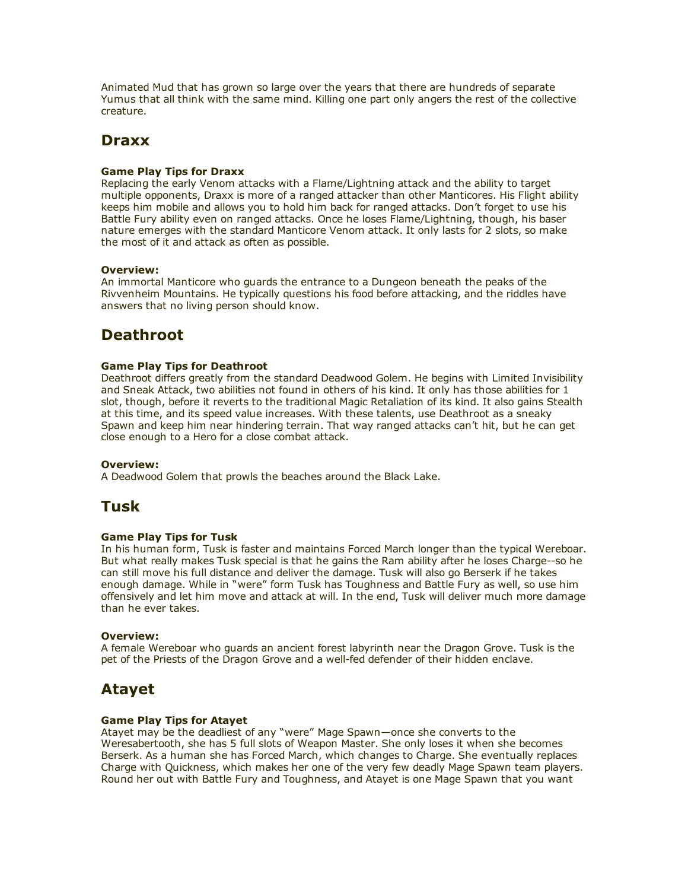Animated Mud that has grown so large over the years that there are hundreds of separate Yumus that all think with the same mind. Killing one part only angers the rest of the collective creature.

## Draxx

#### Game Play Tips for Draxx

Replacing the early Venom attacks with a Flame/Lightning attack and the ability to target multiple opponents, Draxx is more of a ranged attacker than other Manticores. His Flight ability keeps him mobile and allows you to hold him back for ranged attacks. Don't forget to use his Battle Fury ability even on ranged attacks. Once he loses Flame/Lightning, though, his baser nature emerges with the standard Manticore Venom attack. It only lasts for 2 slots, so make the most of it and attack as often as possible.

#### Overview:

An immortal Manticore who guards the entrance to a Dungeon beneath the peaks of the Rivvenheim Mountains. He typically questions his food before attacking, and the riddles have answers that no living person should know.

## Deathroot

#### Game Play Tips for Deathroot

Deathroot differs greatly from the standard Deadwood Golem. He begins with Limited Invisibility and Sneak Attack, two abilities not found in others of his kind. It only has those abilities for 1 slot, though, before it reverts to the traditional Magic Retaliation of its kind. It also gains Stealth at this time, and its speed value increases. With these talents, use Deathroot as a sneaky Spawn and keep him near hindering terrain. That way ranged attacks can't hit, but he can get close enough to a Hero for a close combat attack.

#### Overview:

A Deadwood Golem that prowls the beaches around the Black Lake.

## Tusk

#### Game Play Tips for Tusk

In his human form, Tusk is faster and maintains Forced March longer than the typical Wereboar. But what really makes Tusk special is that he gains the Ram ability after he loses Charge--so he can still move his full distance and deliver the damage. Tusk will also go Berserk if he takes enough damage. While in "were" form Tusk has Toughness and Battle Fury as well, so use him offensively and let him move and attack at will. In the end, Tusk will deliver much more damage than he ever takes.

#### Overview:

A female Wereboar who guards an ancient forest labyrinth near the Dragon Grove. Tusk is the pet of the Priests of the Dragon Grove and a well-fed defender of their hidden enclave.

## Atayet

#### Game Play Tips for Atayet

Atayet may be the deadliest of any "were" Mage Spawn—once she converts to the Weresabertooth, she has 5 full slots of Weapon Master. She only loses it when she becomes Berserk. As a human she has Forced March, which changes to Charge. She eventually replaces Charge with Quickness, which makes her one of the very few deadly Mage Spawn team players. Round her out with Battle Fury and Toughness, and Atayet is one Mage Spawn that you want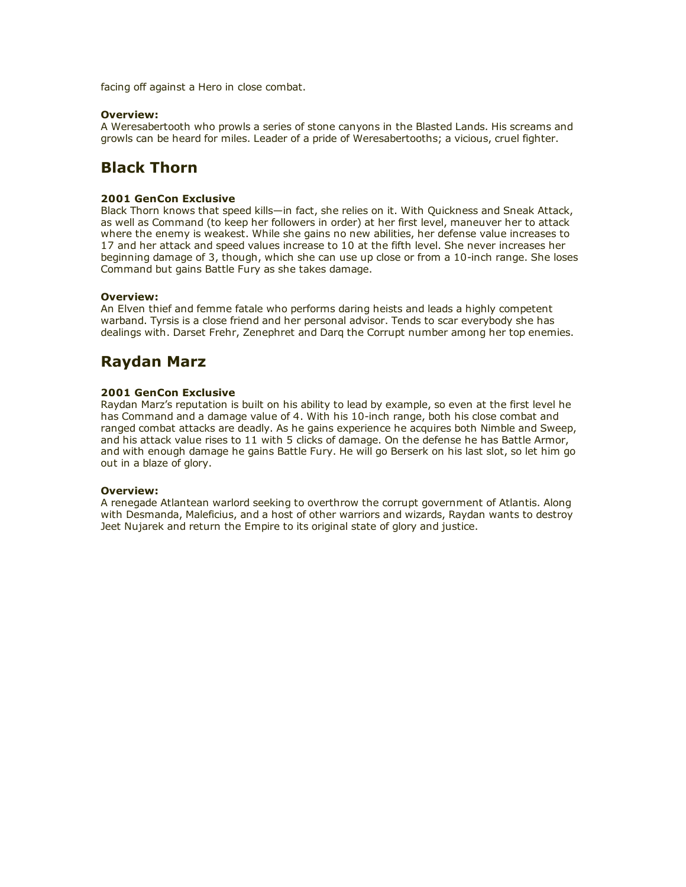facing off against a Hero in close combat.

**Overview:**
A Weresabertooth who prowls a series of stone canyons in the Blasted Lands. His screams and growls can be heard for miles. Leader of a pride of Weresabertooths; a vicious, cruel fighter.

## Black Thorn

**2001 GenCon Exclusive**
Black Thorn knows that speed kills—in fact, she relies on it. With Quickness and Sneak Attack, as well as Command (to keep her followers in order) at her first level, maneuver her to attack where the enemy is weakest. While she gains no new abilities, her defense value increases to 17 and her attack and speed values increase to 10 at the fifth level. She never increases her beginning damage of 3, though, which she can use up close or from a 10-inch range. She loses Command but gains Battle Fury as she takes damage.

**Overview:**
An Elven thief and femme fatale who performs daring heists and leads a highly competent warband. Tyrsis is a close friend and her personal advisor. Tends to scar everybody she has dealings with. Darset Frehr, Zenephret and Darq the Corrupt number among her top enemies.

## Raydan Marz

**2001 GenCon Exclusive**
Raydan Marz's reputation is built on his ability to lead by example, so even at the first level he has Command and a damage value of 4. With his 10-inch range, both his close combat and ranged combat attacks are deadly. As he gains experience he acquires both Nimble and Sweep, and his attack value rises to 11 with 5 clicks of damage. On the defense he has Battle Armor, and with enough damage he gains Battle Fury. He will go Berserk on his last slot, so let him go out in a blaze of glory.

**Overview:**
A renegade Atlantean warlord seeking to overthrow the corrupt government of Atlantis. Along with Desmanda, Maleficius, and a host of other warriors and wizards, Raydan wants to destroy Jeet Nujarek and return the Empire to its original state of glory and justice.